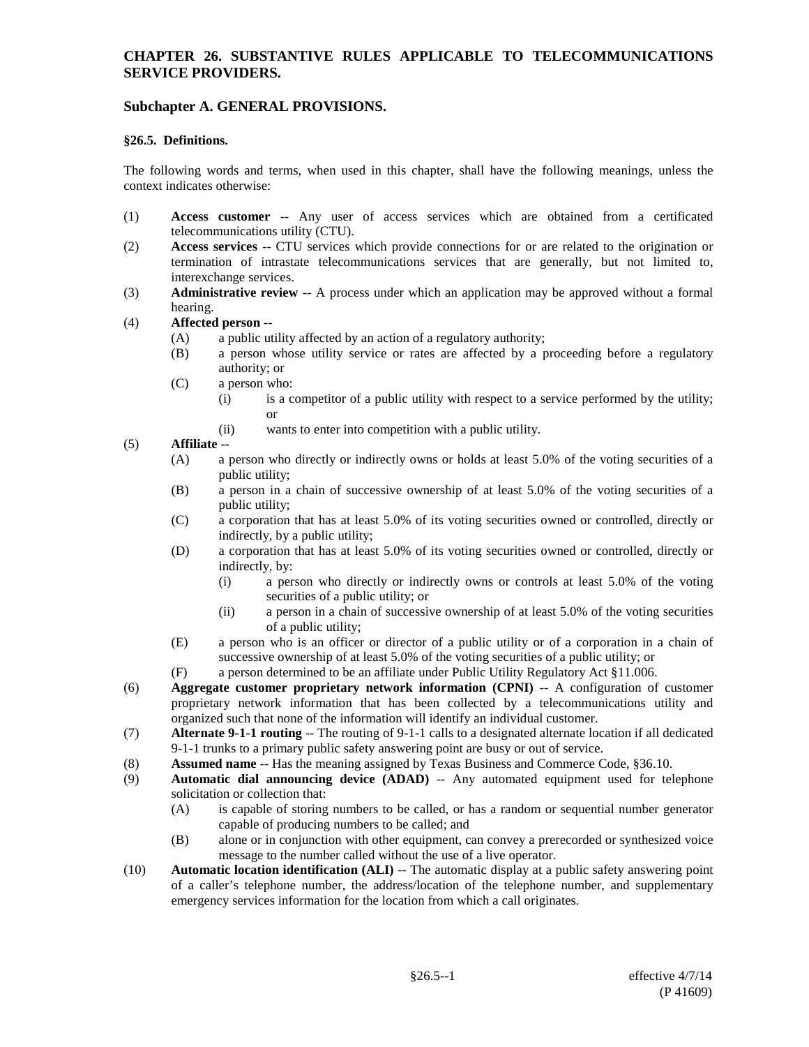# CHAPTER 26. SUBSTANTIVE RULES APPLICABLE TO TELECOMMUNICATIONS SERVICE PROVIDERS.

## Subchapter A. GENERAL PROVISIONS.

### §26.5. Definitions.

The following words and terms, when used in this chapter, shall have the following meanings, unless the context indicates otherwise:

(1) **Access customer** -- Any user of access services which are obtained from a certificated telecommunications utility (CTU).

(2) **Access services** -- CTU services which provide connections for or are related to the origination or termination of intrastate telecommunications services that are generally, but not limited to, interexchange services.

(3) **Administrative review** -- A process under which an application may be approved without a formal hearing.

(4) **Affected person** --
- (A) a public utility affected by an action of a regulatory authority;
- (B) a person whose utility service or rates are affected by a proceeding before a regulatory authority; or
- (C) a person who:
  - (i) is a competitor of a public utility with respect to a service performed by the utility; or
  - (ii) wants to enter into competition with a public utility.

(5) **Affiliate** --
- (A) a person who directly or indirectly owns or holds at least 5.0% of the voting securities of a public utility;
- (B) a person in a chain of successive ownership of at least 5.0% of the voting securities of a public utility;
- (C) a corporation that has at least 5.0% of its voting securities owned or controlled, directly or indirectly, by a public utility;
- (D) a corporation that has at least 5.0% of its voting securities owned or controlled, directly or indirectly, by:
  - (i) a person who directly or indirectly owns or controls at least 5.0% of the voting securities of a public utility; or
  - (ii) a person in a chain of successive ownership of at least 5.0% of the voting securities of a public utility;
- (E) a person who is an officer or director of a public utility or of a corporation in a chain of successive ownership of at least 5.0% of the voting securities of a public utility; or
- (F) a person determined to be an affiliate under Public Utility Regulatory Act §11.006.

(6) **Aggregate customer proprietary network information (CPNI)** -- A configuration of customer proprietary network information that has been collected by a telecommunications utility and organized such that none of the information will identify an individual customer.

(7) **Alternate 9-1-1 routing** -- The routing of 9-1-1 calls to a designated alternate location if all dedicated 9-1-1 trunks to a primary public safety answering point are busy or out of service.

(8) **Assumed name** -- Has the meaning assigned by Texas Business and Commerce Code, §36.10.

(9) **Automatic dial announcing device (ADAD)** -- Any automated equipment used for telephone solicitation or collection that:
- (A) is capable of storing numbers to be called, or has a random or sequential number generator capable of producing numbers to be called; and
- (B) alone or in conjunction with other equipment, can convey a prerecorded or synthesized voice message to the number called without the use of a live operator.

(10) **Automatic location identification (ALI)** -- The automatic display at a public safety answering point of a caller's telephone number, the address/location of the telephone number, and supplementary emergency services information for the location from which a call originates.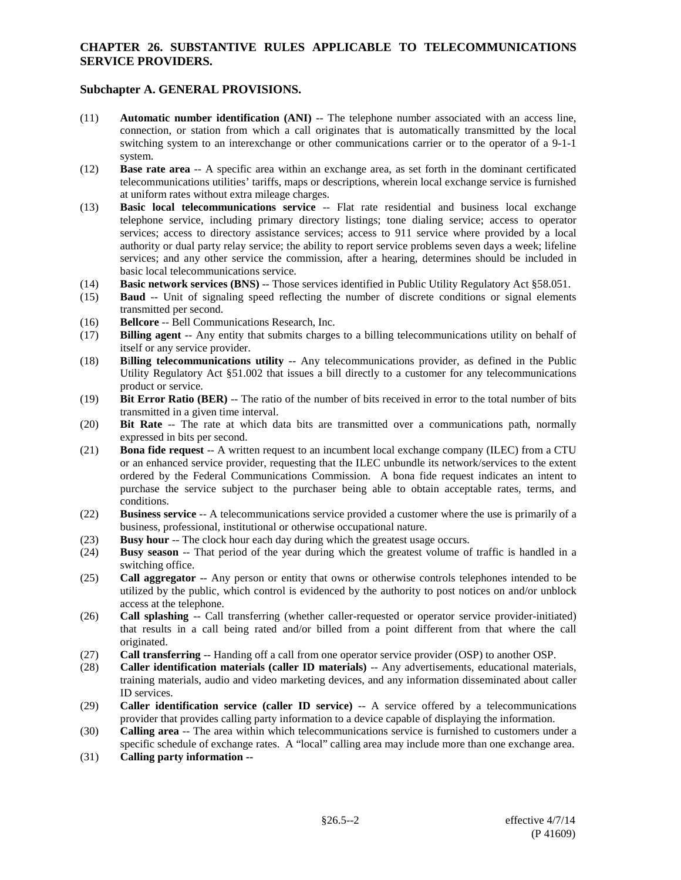## CHAPTER 26. SUBSTANTIVE RULES APPLICABLE TO TELECOMMUNICATIONS SERVICE PROVIDERS.

### Subchapter A. GENERAL PROVISIONS.

(11) **Automatic number identification (ANI)** -- The telephone number associated with an access line, connection, or station from which a call originates that is automatically transmitted by the local switching system to an interexchange or other communications carrier or to the operator of a 9-1-1 system.

(12) **Base rate area** -- A specific area within an exchange area, as set forth in the dominant certificated telecommunications utilities' tariffs, maps or descriptions, wherein local exchange service is furnished at uniform rates without extra mileage charges.

(13) **Basic local telecommunications service** -- Flat rate residential and business local exchange telephone service, including primary directory listings; tone dialing service; access to operator services; access to directory assistance services; access to 911 service where provided by a local authority or dual party relay service; the ability to report service problems seven days a week; lifeline services; and any other service the commission, after a hearing, determines should be included in basic local telecommunications service.

(14) **Basic network services (BNS)** -- Those services identified in Public Utility Regulatory Act §58.051.

(15) **Baud** -- Unit of signaling speed reflecting the number of discrete conditions or signal elements transmitted per second.

(16) **Bellcore** -- Bell Communications Research, Inc.

(17) **Billing agent** -- Any entity that submits charges to a billing telecommunications utility on behalf of itself or any service provider.

(18) **Billing telecommunications utility** -- Any telecommunications provider, as defined in the Public Utility Regulatory Act §51.002 that issues a bill directly to a customer for any telecommunications product or service.

(19) **Bit Error Ratio (BER)** -- The ratio of the number of bits received in error to the total number of bits transmitted in a given time interval.

(20) **Bit Rate** -- The rate at which data bits are transmitted over a communications path, normally expressed in bits per second.

(21) **Bona fide request** -- A written request to an incumbent local exchange company (ILEC) from a CTU or an enhanced service provider, requesting that the ILEC unbundle its network/services to the extent ordered by the Federal Communications Commission. A bona fide request indicates an intent to purchase the service subject to the purchaser being able to obtain acceptable rates, terms, and conditions.

(22) **Business service** -- A telecommunications service provided a customer where the use is primarily of a business, professional, institutional or otherwise occupational nature.

(23) **Busy hour** -- The clock hour each day during which the greatest usage occurs.

(24) **Busy season** -- That period of the year during which the greatest volume of traffic is handled in a switching office.

(25) **Call aggregator** -- Any person or entity that owns or otherwise controls telephones intended to be utilized by the public, which control is evidenced by the authority to post notices on and/or unblock access at the telephone.

(26) **Call splashing** -- Call transferring (whether caller-requested or operator service provider-initiated) that results in a call being rated and/or billed from a point different from that where the call originated.

(27) **Call transferring** -- Handing off a call from one operator service provider (OSP) to another OSP.

(28) **Caller identification materials (caller ID materials)** -- Any advertisements, educational materials, training materials, audio and video marketing devices, and any information disseminated about caller ID services.

(29) **Caller identification service (caller ID service)** -- A service offered by a telecommunications provider that provides calling party information to a device capable of displaying the information.

(30) **Calling area** -- The area within which telecommunications service is furnished to customers under a specific schedule of exchange rates. A "local" calling area may include more than one exchange area.

(31) **Calling party information** --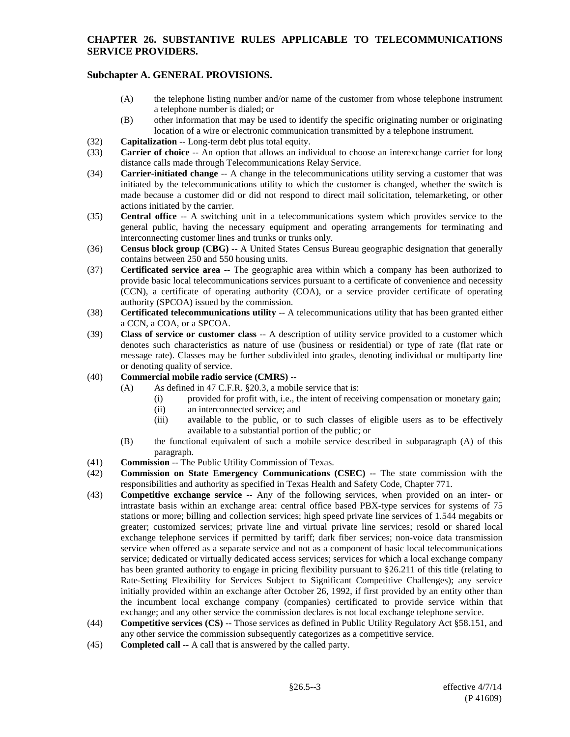**CHAPTER 26. SUBSTANTIVE RULES APPLICABLE TO TELECOMMUNICATIONS SERVICE PROVIDERS.**

**Subchapter A. GENERAL PROVISIONS.**

(A) the telephone listing number and/or name of the customer from whose telephone instrument a telephone number is dialed; or

(B) other information that may be used to identify the specific originating number or originating location of a wire or electronic communication transmitted by a telephone instrument.

(32) **Capitalization** -- Long-term debt plus total equity.

(33) **Carrier of choice** -- An option that allows an individual to choose an interexchange carrier for long distance calls made through Telecommunications Relay Service.

(34) **Carrier-initiated change** -- A change in the telecommunications utility serving a customer that was initiated by the telecommunications utility to which the customer is changed, whether the switch is made because a customer did or did not respond to direct mail solicitation, telemarketing, or other actions initiated by the carrier.

(35) **Central office** -- A switching unit in a telecommunications system which provides service to the general public, having the necessary equipment and operating arrangements for terminating and interconnecting customer lines and trunks or trunks only.

(36) **Census block group (CBG)** -- A United States Census Bureau geographic designation that generally contains between 250 and 550 housing units.

(37) **Certificated service area** -- The geographic area within which a company has been authorized to provide basic local telecommunications services pursuant to a certificate of convenience and necessity (CCN), a certificate of operating authority (COA), or a service provider certificate of operating authority (SPCOA) issued by the commission.

(38) **Certificated telecommunications utility** -- A telecommunications utility that has been granted either a CCN, a COA, or a SPCOA.

(39) **Class of service or customer class** -- A description of utility service provided to a customer which denotes such characteristics as nature of use (business or residential) or type of rate (flat rate or message rate). Classes may be further subdivided into grades, denoting individual or multiparty line or denoting quality of service.

(40) **Commercial mobile radio service (CMRS)** --

(A) As defined in 47 C.F.R. §20.3, a mobile service that is:

(i) provided for profit with, i.e., the intent of receiving compensation or monetary gain;

(ii) an interconnected service; and

(iii) available to the public, or to such classes of eligible users as to be effectively available to a substantial portion of the public; or

(B) the functional equivalent of such a mobile service described in subparagraph (A) of this paragraph.

(41) **Commission** -- The Public Utility Commission of Texas.

(42) **Commission on State Emergency Communications (CSEC) --** The state commission with the responsibilities and authority as specified in Texas Health and Safety Code, Chapter 771.

(43) **Competitive exchange service** -- Any of the following services, when provided on an inter- or intrastate basis within an exchange area: central office based PBX-type services for systems of 75 stations or more; billing and collection services; high speed private line services of 1.544 megabits or greater; customized services; private line and virtual private line services; resold or shared local exchange telephone services if permitted by tariff; dark fiber services; non-voice data transmission service when offered as a separate service and not as a component of basic local telecommunications service; dedicated or virtually dedicated access services; services for which a local exchange company has been granted authority to engage in pricing flexibility pursuant to §26.211 of this title (relating to Rate-Setting Flexibility for Services Subject to Significant Competitive Challenges); any service initially provided within an exchange after October 26, 1992, if first provided by an entity other than the incumbent local exchange company (companies) certificated to provide service within that exchange; and any other service the commission declares is not local exchange telephone service.

(44) **Competitive services (CS)** -- Those services as defined in Public Utility Regulatory Act §58.151, and any other service the commission subsequently categorizes as a competitive service.

(45) **Completed call** -- A call that is answered by the called party.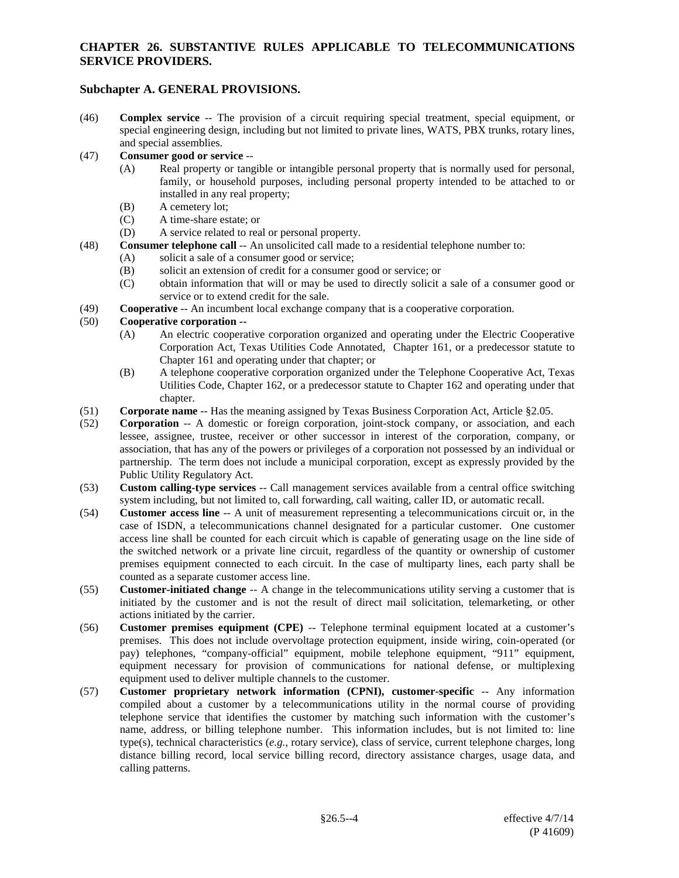**CHAPTER 26. SUBSTANTIVE RULES APPLICABLE TO TELECOMMUNICATIONS SERVICE PROVIDERS.**

**Subchapter A. GENERAL PROVISIONS.**

(46) **Complex service** -- The provision of a circuit requiring special treatment, special equipment, or special engineering design, including but not limited to private lines, WATS, PBX trunks, rotary lines, and special assemblies.

(47) **Consumer good or service** --
  - (A) Real property or tangible or intangible personal property that is normally used for personal, family, or household purposes, including personal property intended to be attached to or installed in any real property;
  - (B) A cemetery lot;
  - (C) A time-share estate; or
  - (D) A service related to real or personal property.

(48) **Consumer telephone call** -- An unsolicited call made to a residential telephone number to:
  - (A) solicit a sale of a consumer good or service;
  - (B) solicit an extension of credit for a consumer good or service; or
  - (C) obtain information that will or may be used to directly solicit a sale of a consumer good or service or to extend credit for the sale.

(49) **Cooperative** -- An incumbent local exchange company that is a cooperative corporation.

(50) **Cooperative corporation** --
  - (A) An electric cooperative corporation organized and operating under the Electric Cooperative Corporation Act, Texas Utilities Code Annotated, Chapter 161, or a predecessor statute to Chapter 161 and operating under that chapter; or
  - (B) A telephone cooperative corporation organized under the Telephone Cooperative Act, Texas Utilities Code, Chapter 162, or a predecessor statute to Chapter 162 and operating under that chapter.

(51) **Corporate name** -- Has the meaning assigned by Texas Business Corporation Act, Article §2.05.

(52) **Corporation** -- A domestic or foreign corporation, joint-stock company, or association, and each lessee, assignee, trustee, receiver or other successor in interest of the corporation, company, or association, that has any of the powers or privileges of a corporation not possessed by an individual or partnership. The term does not include a municipal corporation, except as expressly provided by the Public Utility Regulatory Act.

(53) **Custom calling-type services** -- Call management services available from a central office switching system including, but not limited to, call forwarding, call waiting, caller ID, or automatic recall.

(54) **Customer access line** -- A unit of measurement representing a telecommunications circuit or, in the case of ISDN, a telecommunications channel designated for a particular customer. One customer access line shall be counted for each circuit which is capable of generating usage on the line side of the switched network or a private line circuit, regardless of the quantity or ownership of customer premises equipment connected to each circuit. In the case of multiparty lines, each party shall be counted as a separate customer access line.

(55) **Customer-initiated change** -- A change in the telecommunications utility serving a customer that is initiated by the customer and is not the result of direct mail solicitation, telemarketing, or other actions initiated by the carrier.

(56) **Customer premises equipment (CPE)** -- Telephone terminal equipment located at a customer's premises. This does not include overvoltage protection equipment, inside wiring, coin-operated (or pay) telephones, "company-official" equipment, mobile telephone equipment, "911" equipment, equipment necessary for provision of communications for national defense, or multiplexing equipment used to deliver multiple channels to the customer.

(57) **Customer proprietary network information (CPNI), customer-specific** -- Any information compiled about a customer by a telecommunications utility in the normal course of providing telephone service that identifies the customer by matching such information with the customer's name, address, or billing telephone number. This information includes, but is not limited to: line type(s), technical characteristics (*e.g.*, rotary service), class of service, current telephone charges, long distance billing record, local service billing record, directory assistance charges, usage data, and calling patterns.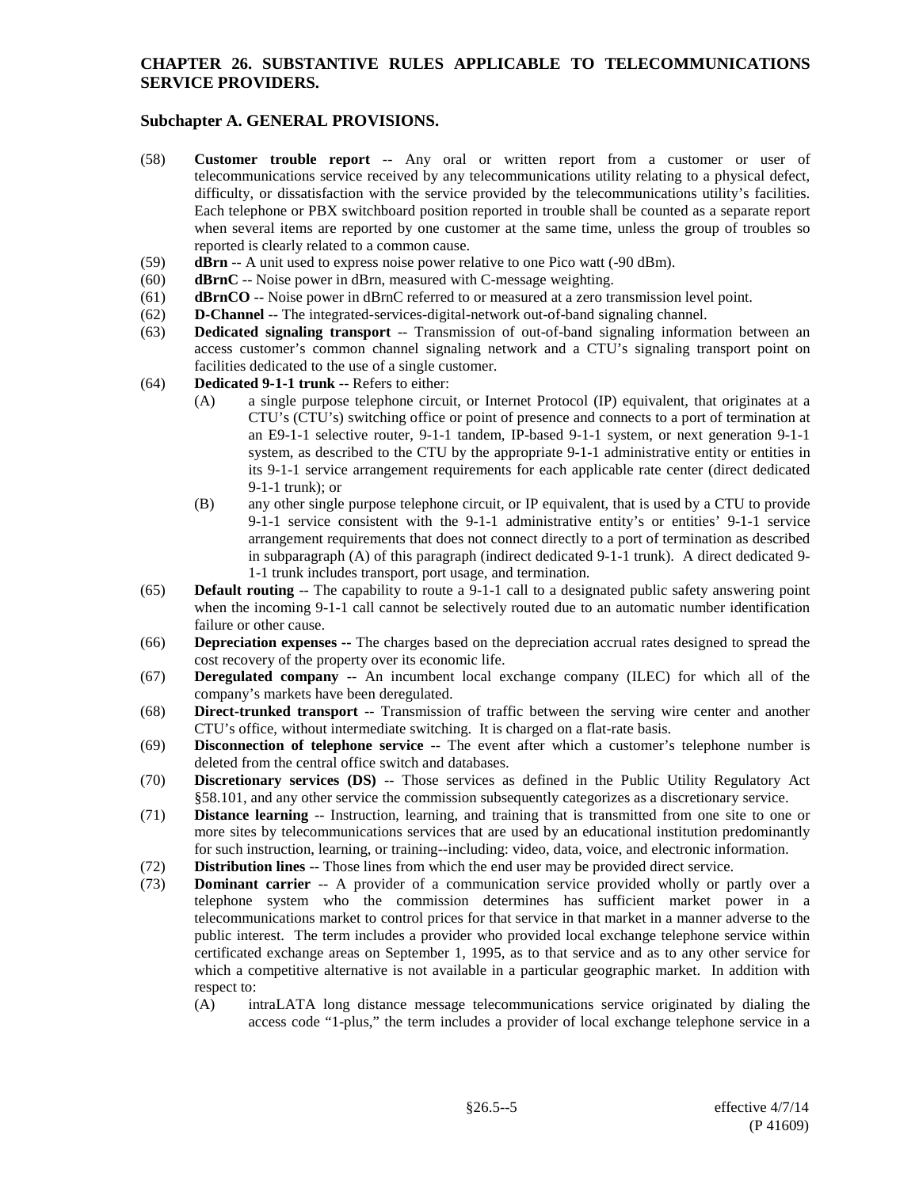# CHAPTER 26. SUBSTANTIVE RULES APPLICABLE TO TELECOMMUNICATIONS SERVICE PROVIDERS.

## Subchapter A. GENERAL PROVISIONS.

(58) **Customer trouble report** -- Any oral or written report from a customer or user of telecommunications service received by any telecommunications utility relating to a physical defect, difficulty, or dissatisfaction with the service provided by the telecommunications utility's facilities. Each telephone or PBX switchboard position reported in trouble shall be counted as a separate report when several items are reported by one customer at the same time, unless the group of troubles so reported is clearly related to a common cause.

(59) **dBrn** -- A unit used to express noise power relative to one Pico watt (-90 dBm).

(60) **dBrnC** -- Noise power in dBrn, measured with C-message weighting.

(61) **dBrnCO** -- Noise power in dBrnC referred to or measured at a zero transmission level point.

(62) **D-Channel** -- The integrated-services-digital-network out-of-band signaling channel.

(63) **Dedicated signaling transport** -- Transmission of out-of-band signaling information between an access customer's common channel signaling network and a CTU's signaling transport point on facilities dedicated to the use of a single customer.

(64) **Dedicated 9-1-1 trunk** -- Refers to either:

 (A) a single purpose telephone circuit, or Internet Protocol (IP) equivalent, that originates at a CTU's (CTU's) switching office or point of presence and connects to a port of termination at an E9-1-1 selective router, 9-1-1 tandem, IP-based 9-1-1 system, or next generation 9-1-1 system, as described to the CTU by the appropriate 9-1-1 administrative entity or entities in its 9-1-1 service arrangement requirements for each applicable rate center (direct dedicated 9-1-1 trunk); or

 (B) any other single purpose telephone circuit, or IP equivalent, that is used by a CTU to provide 9-1-1 service consistent with the 9-1-1 administrative entity's or entities' 9-1-1 service arrangement requirements that does not connect directly to a port of termination as described in subparagraph (A) of this paragraph (indirect dedicated 9-1-1 trunk). A direct dedicated 9-1-1 trunk includes transport, port usage, and termination.

(65) **Default routing** -- The capability to route a 9-1-1 call to a designated public safety answering point when the incoming 9-1-1 call cannot be selectively routed due to an automatic number identification failure or other cause.

(66) **Depreciation expenses** -- The charges based on the depreciation accrual rates designed to spread the cost recovery of the property over its economic life.

(67) **Deregulated company** -- An incumbent local exchange company (ILEC) for which all of the company's markets have been deregulated.

(68) **Direct-trunked transport** -- Transmission of traffic between the serving wire center and another CTU's office, without intermediate switching. It is charged on a flat-rate basis.

(69) **Disconnection of telephone service** -- The event after which a customer's telephone number is deleted from the central office switch and databases.

(70) **Discretionary services (DS)** -- Those services as defined in the Public Utility Regulatory Act §58.101, and any other service the commission subsequently categorizes as a discretionary service.

(71) **Distance learning** -- Instruction, learning, and training that is transmitted from one site to one or more sites by telecommunications services that are used by an educational institution predominantly for such instruction, learning, or training--including: video, data, voice, and electronic information.

(72) **Distribution lines** -- Those lines from which the end user may be provided direct service.

(73) **Dominant carrier** -- A provider of a communication service provided wholly or partly over a telephone system who the commission determines has sufficient market power in a telecommunications market to control prices for that service in that market in a manner adverse to the public interest. The term includes a provider who provided local exchange telephone service within certificated exchange areas on September 1, 1995, as to that service and as to any other service for which a competitive alternative is not available in a particular geographic market. In addition with respect to:

 (A) intraLATA long distance message telecommunications service originated by dialing the access code "1-plus," the term includes a provider of local exchange telephone service in a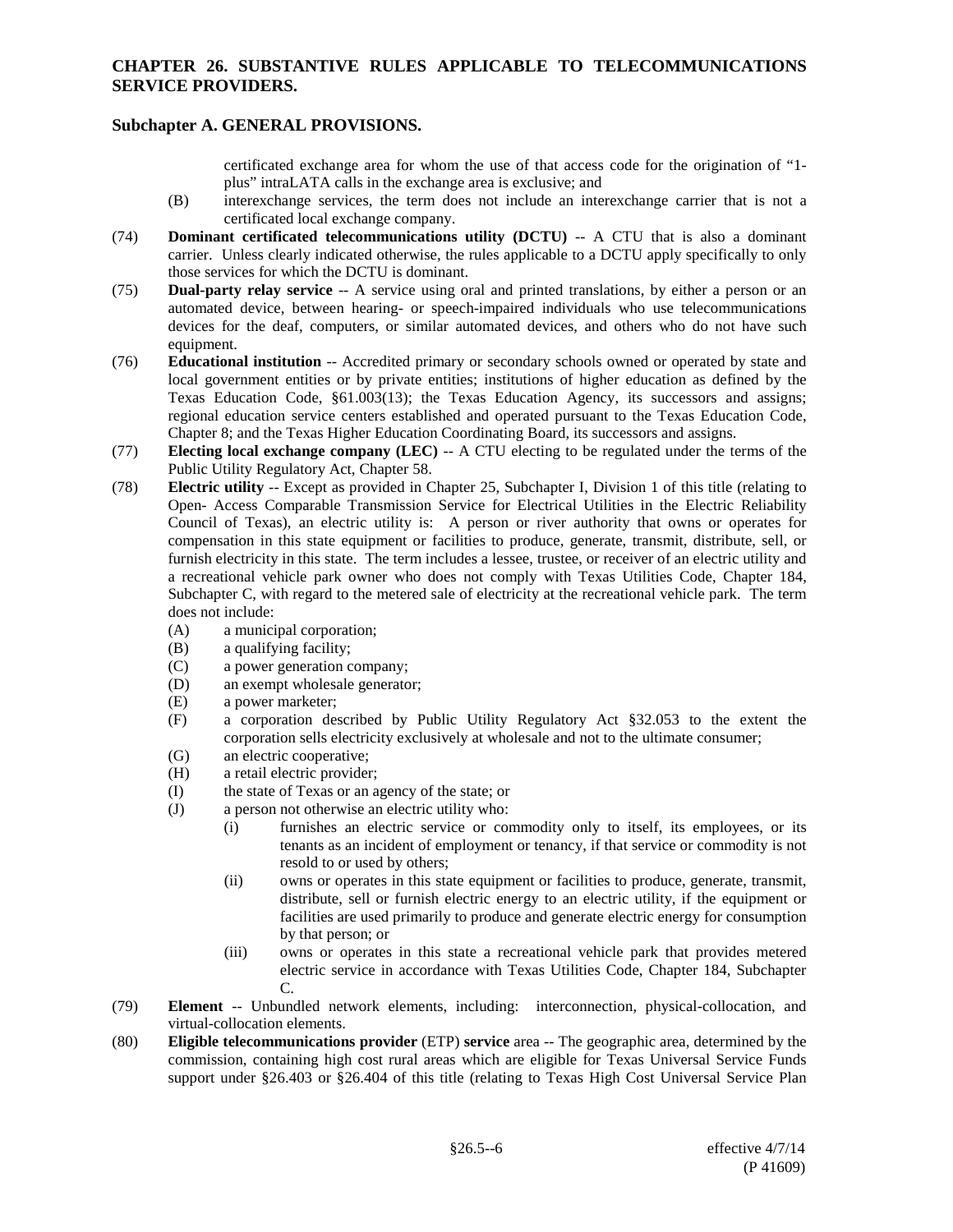certificated exchange area for whom the use of that access code for the origination of "1-plus" intraLATA calls in the exchange area is exclusive; and

(B) interexchange services, the term does not include an interexchange carrier that is not a certificated local exchange company.

(74) **Dominant certificated telecommunications utility (DCTU)** -- A CTU that is also a dominant carrier. Unless clearly indicated otherwise, the rules applicable to a DCTU apply specifically to only those services for which the DCTU is dominant.

(75) **Dual-party relay service** -- A service using oral and printed translations, by either a person or an automated device, between hearing- or speech-impaired individuals who use telecommunications devices for the deaf, computers, or similar automated devices, and others who do not have such equipment.

(76) **Educational institution** -- Accredited primary or secondary schools owned or operated by state and local government entities or by private entities; institutions of higher education as defined by the Texas Education Code, §61.003(13); the Texas Education Agency, its successors and assigns; regional education service centers established and operated pursuant to the Texas Education Code, Chapter 8; and the Texas Higher Education Coordinating Board, its successors and assigns.

(77) **Electing local exchange company (LEC)** -- A CTU electing to be regulated under the terms of the Public Utility Regulatory Act, Chapter 58.

(78) **Electric utility** -- Except as provided in Chapter 25, Subchapter I, Division 1 of this title (relating to Open- Access Comparable Transmission Service for Electrical Utilities in the Electric Reliability Council of Texas), an electric utility is: A person or river authority that owns or operates for compensation in this state equipment or facilities to produce, generate, transmit, distribute, sell, or furnish electricity in this state. The term includes a lessee, trustee, or receiver of an electric utility and a recreational vehicle park owner who does not comply with Texas Utilities Code, Chapter 184, Subchapter C, with regard to the metered sale of electricity at the recreational vehicle park. The term does not include:

(A) a municipal corporation;
(B) a qualifying facility;
(C) a power generation company;
(D) an exempt wholesale generator;
(E) a power marketer;
(F) a corporation described by Public Utility Regulatory Act §32.053 to the extent the corporation sells electricity exclusively at wholesale and not to the ultimate consumer;
(G) an electric cooperative;
(H) a retail electric provider;
(I) the state of Texas or an agency of the state; or
(J) a person not otherwise an electric utility who:
   (i) furnishes an electric service or commodity only to itself, its employees, or its tenants as an incident of employment or tenancy, if that service or commodity is not resold to or used by others;
   (ii) owns or operates in this state equipment or facilities to produce, generate, transmit, distribute, sell or furnish electric energy to an electric utility, if the equipment or facilities are used primarily to produce and generate electric energy for consumption by that person; or
   (iii) owns or operates in this state a recreational vehicle park that provides metered electric service in accordance with Texas Utilities Code, Chapter 184, Subchapter C.

(79) **Element** -- Unbundled network elements, including: interconnection, physical-collocation, and virtual-collocation elements.

(80) **Eligible telecommunications provider** (ETP) **service** area -- The geographic area, determined by the commission, containing high cost rural areas which are eligible for Texas Universal Service Funds support under §26.403 or §26.404 of this title (relating to Texas High Cost Universal Service Plan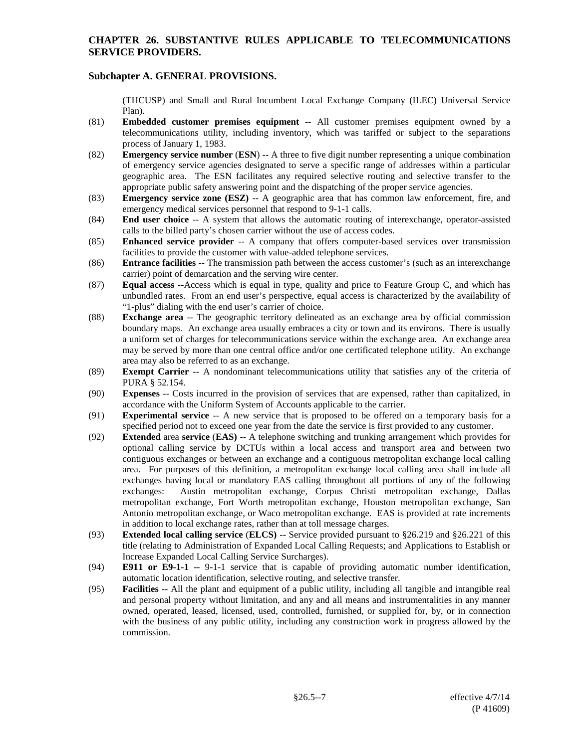(THCUSP) and Small and Rural Incumbent Local Exchange Company (ILEC) Universal Service Plan).

(81) **Embedded customer premises equipment** -- All customer premises equipment owned by a telecommunications utility, including inventory, which was tariffed or subject to the separations process of January 1, 1983.

(82) **Emergency service number** (**ESN**) -- A three to five digit number representing a unique combination of emergency service agencies designated to serve a specific range of addresses within a particular geographic area. The ESN facilitates any required selective routing and selective transfer to the appropriate public safety answering point and the dispatching of the proper service agencies.

(83) **Emergency service zone (ESZ)** -- A geographic area that has common law enforcement, fire, and emergency medical services personnel that respond to 9-1-1 calls.

(84) **End user choice** -- A system that allows the automatic routing of interexchange, operator-assisted calls to the billed party's chosen carrier without the use of access codes.

(85) **Enhanced service provider** -- A company that offers computer-based services over transmission facilities to provide the customer with value-added telephone services.

(86) **Entrance facilities** -- The transmission path between the access customer's (such as an interexchange carrier) point of demarcation and the serving wire center.

(87) **Equal access** --Access which is equal in type, quality and price to Feature Group C, and which has unbundled rates. From an end user's perspective, equal access is characterized by the availability of "1-plus" dialing with the end user's carrier of choice.

(88) **Exchange area** -- The geographic territory delineated as an exchange area by official commission boundary maps. An exchange area usually embraces a city or town and its environs. There is usually a uniform set of charges for telecommunications service within the exchange area. An exchange area may be served by more than one central office and/or one certificated telephone utility. An exchange area may also be referred to as an exchange.

(89) **Exempt Carrier** -- A nondominant telecommunications utility that satisfies any of the criteria of PURA § 52.154.

(90) **Expenses** -- Costs incurred in the provision of services that are expensed, rather than capitalized, in accordance with the Uniform System of Accounts applicable to the carrier.

(91) **Experimental service** -- A new service that is proposed to be offered on a temporary basis for a specified period not to exceed one year from the date the service is first provided to any customer.

(92) **Extended** area **service** (**EAS**) -- A telephone switching and trunking arrangement which provides for optional calling service by DCTUs within a local access and transport area and between two contiguous exchanges or between an exchange and a contiguous metropolitan exchange local calling area. For purposes of this definition, a metropolitan exchange local calling area shall include all exchanges having local or mandatory EAS calling throughout all portions of any of the following exchanges: Austin metropolitan exchange, Corpus Christi metropolitan exchange, Dallas metropolitan exchange, Fort Worth metropolitan exchange, Houston metropolitan exchange, San Antonio metropolitan exchange, or Waco metropolitan exchange. EAS is provided at rate increments in addition to local exchange rates, rather than at toll message charges.

(93) **Extended local calling service** (**ELCS**) -- Service provided pursuant to §26.219 and §26.221 of this title (relating to Administration of Expanded Local Calling Requests; and Applications to Establish or Increase Expanded Local Calling Service Surcharges).

(94) **E911 or E9-1-1** -- 9-1-1 service that is capable of providing automatic number identification, automatic location identification, selective routing, and selective transfer.

(95) **Facilities** -- All the plant and equipment of a public utility, including all tangible and intangible real and personal property without limitation, and any and all means and instrumentalities in any manner owned, operated, leased, licensed, used, controlled, furnished, or supplied for, by, or in connection with the business of any public utility, including any construction work in progress allowed by the commission.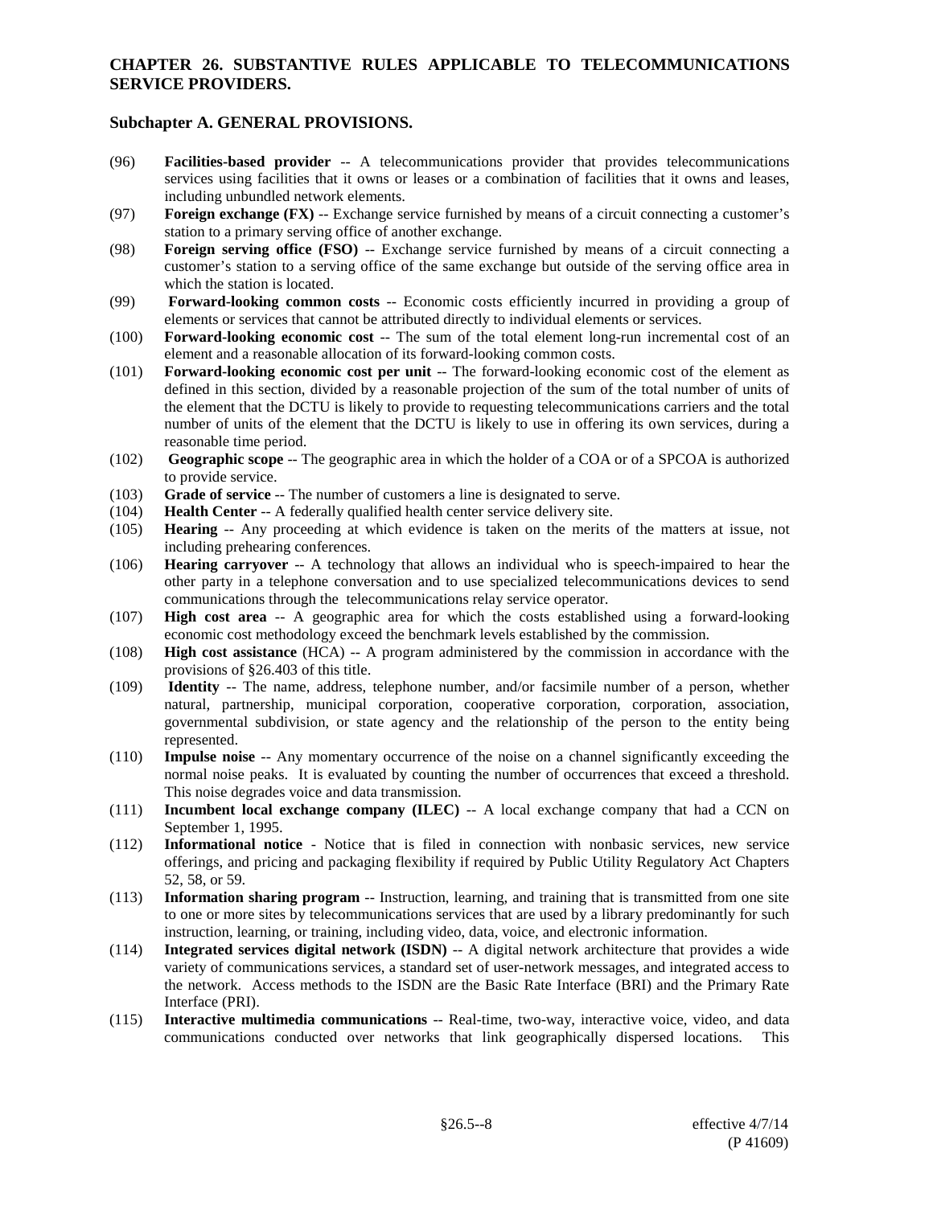**CHAPTER 26. SUBSTANTIVE RULES APPLICABLE TO TELECOMMUNICATIONS SERVICE PROVIDERS.**

**Subchapter A. GENERAL PROVISIONS.**

(96) **Facilities-based provider** -- A telecommunications provider that provides telecommunications services using facilities that it owns or leases or a combination of facilities that it owns and leases, including unbundled network elements.

(97) **Foreign exchange (FX)** -- Exchange service furnished by means of a circuit connecting a customer's station to a primary serving office of another exchange.

(98) **Foreign serving office (FSO)** -- Exchange service furnished by means of a circuit connecting a customer's station to a serving office of the same exchange but outside of the serving office area in which the station is located.

(99) **Forward-looking common costs** -- Economic costs efficiently incurred in providing a group of elements or services that cannot be attributed directly to individual elements or services.

(100) **Forward-looking economic cost** -- The sum of the total element long-run incremental cost of an element and a reasonable allocation of its forward-looking common costs.

(101) **Forward-looking economic cost per unit** -- The forward-looking economic cost of the element as defined in this section, divided by a reasonable projection of the sum of the total number of units of the element that the DCTU is likely to provide to requesting telecommunications carriers and the total number of units of the element that the DCTU is likely to use in offering its own services, during a reasonable time period.

(102) **Geographic scope** -- The geographic area in which the holder of a COA or of a SPCOA is authorized to provide service.

(103) **Grade of service** -- The number of customers a line is designated to serve.

(104) **Health Center** -- A federally qualified health center service delivery site.

(105) **Hearing** -- Any proceeding at which evidence is taken on the merits of the matters at issue, not including prehearing conferences.

(106) **Hearing carryover** -- A technology that allows an individual who is speech-impaired to hear the other party in a telephone conversation and to use specialized telecommunications devices to send communications through the telecommunications relay service operator.

(107) **High cost area** -- A geographic area for which the costs established using a forward-looking economic cost methodology exceed the benchmark levels established by the commission.

(108) **High cost assistance** (HCA) -- A program administered by the commission in accordance with the provisions of §26.403 of this title.

(109) **Identity** -- The name, address, telephone number, and/or facsimile number of a person, whether natural, partnership, municipal corporation, cooperative corporation, corporation, association, governmental subdivision, or state agency and the relationship of the person to the entity being represented.

(110) **Impulse noise** -- Any momentary occurrence of the noise on a channel significantly exceeding the normal noise peaks. It is evaluated by counting the number of occurrences that exceed a threshold. This noise degrades voice and data transmission.

(111) **Incumbent local exchange company (ILEC)** -- A local exchange company that had a CCN on September 1, 1995.

(112) **Informational notice** - Notice that is filed in connection with nonbasic services, new service offerings, and pricing and packaging flexibility if required by Public Utility Regulatory Act Chapters 52, 58, or 59.

(113) **Information sharing program** -- Instruction, learning, and training that is transmitted from one site to one or more sites by telecommunications services that are used by a library predominantly for such instruction, learning, or training, including video, data, voice, and electronic information.

(114) **Integrated services digital network (ISDN)** -- A digital network architecture that provides a wide variety of communications services, a standard set of user-network messages, and integrated access to the network. Access methods to the ISDN are the Basic Rate Interface (BRI) and the Primary Rate Interface (PRI).

(115) **Interactive multimedia communications** -- Real-time, two-way, interactive voice, video, and data communications conducted over networks that link geographically dispersed locations. This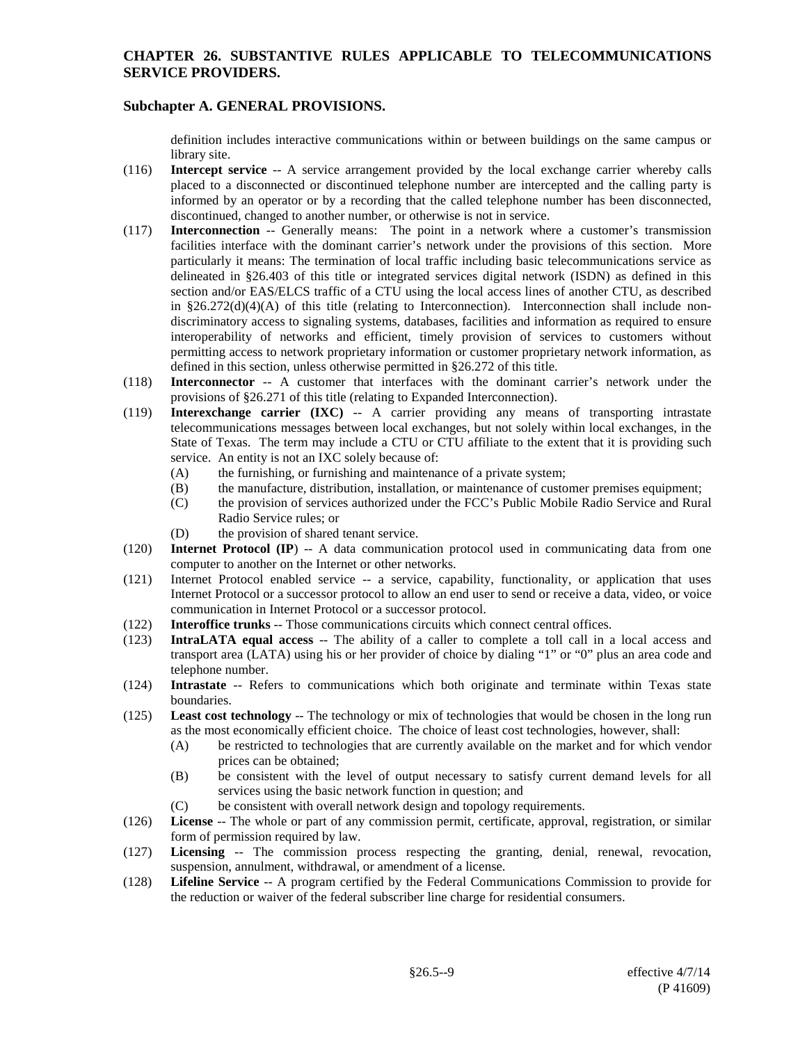definition includes interactive communications within or between buildings on the same campus or library site.

(116) **Intercept service** -- A service arrangement provided by the local exchange carrier whereby calls placed to a disconnected or discontinued telephone number are intercepted and the calling party is informed by an operator or by a recording that the called telephone number has been disconnected, discontinued, changed to another number, or otherwise is not in service.

(117) **Interconnection** -- Generally means: The point in a network where a customer's transmission facilities interface with the dominant carrier's network under the provisions of this section. More particularly it means: The termination of local traffic including basic telecommunications service as delineated in §26.403 of this title or integrated services digital network (ISDN) as defined in this section and/or EAS/ELCS traffic of a CTU using the local access lines of another CTU, as described in §26.272(d)(4)(A) of this title (relating to Interconnection). Interconnection shall include non-discriminatory access to signaling systems, databases, facilities and information as required to ensure interoperability of networks and efficient, timely provision of services to customers without permitting access to network proprietary information or customer proprietary network information, as defined in this section, unless otherwise permitted in §26.272 of this title.

(118) **Interconnector** -- A customer that interfaces with the dominant carrier's network under the provisions of §26.271 of this title (relating to Expanded Interconnection).

(119) **Interexchange carrier (IXC)** -- A carrier providing any means of transporting intrastate telecommunications messages between local exchanges, but not solely within local exchanges, in the State of Texas. The term may include a CTU or CTU affiliate to the extent that it is providing such service. An entity is not an IXC solely because of:
   - (A) the furnishing, or furnishing and maintenance of a private system;
   - (B) the manufacture, distribution, installation, or maintenance of customer premises equipment;
   - (C) the provision of services authorized under the FCC's Public Mobile Radio Service and Rural Radio Service rules; or
   - (D) the provision of shared tenant service.

(120) **Internet Protocol (IP**) -- A data communication protocol used in communicating data from one computer to another on the Internet or other networks.

(121) Internet Protocol enabled service -- a service, capability, functionality, or application that uses Internet Protocol or a successor protocol to allow an end user to send or receive a data, video, or voice communication in Internet Protocol or a successor protocol.

(122) **Interoffice trunks** -- Those communications circuits which connect central offices.

(123) **IntraLATA equal access** -- The ability of a caller to complete a toll call in a local access and transport area (LATA) using his or her provider of choice by dialing "1" or "0" plus an area code and telephone number.

(124) **Intrastate** -- Refers to communications which both originate and terminate within Texas state boundaries.

(125) **Least cost technology** -- The technology or mix of technologies that would be chosen in the long run as the most economically efficient choice. The choice of least cost technologies, however, shall:
   - (A) be restricted to technologies that are currently available on the market and for which vendor prices can be obtained;
   - (B) be consistent with the level of output necessary to satisfy current demand levels for all services using the basic network function in question; and
   - (C) be consistent with overall network design and topology requirements.

(126) **License** -- The whole or part of any commission permit, certificate, approval, registration, or similar form of permission required by law.

(127) **Licensing** -- The commission process respecting the granting, denial, renewal, revocation, suspension, annulment, withdrawal, or amendment of a license.

(128) **Lifeline Service** -- A program certified by the Federal Communications Commission to provide for the reduction or waiver of the federal subscriber line charge for residential consumers.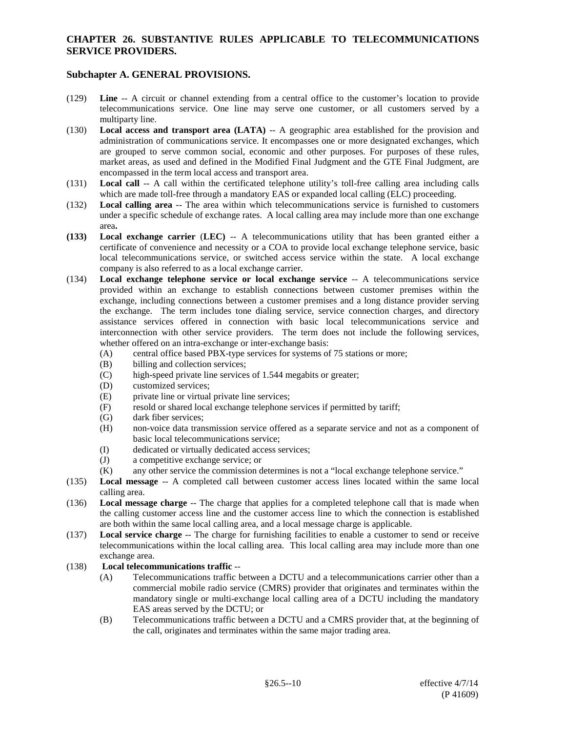## CHAPTER 26. SUBSTANTIVE RULES APPLICABLE TO TELECOMMUNICATIONS SERVICE PROVIDERS.

### Subchapter A. GENERAL PROVISIONS.

(129) **Line** -- A circuit or channel extending from a central office to the customer's location to provide telecommunications service. One line may serve one customer, or all customers served by a multiparty line.

(130) **Local access and transport area (LATA)** -- A geographic area established for the provision and administration of communications service. It encompasses one or more designated exchanges, which are grouped to serve common social, economic and other purposes. For purposes of these rules, market areas, as used and defined in the Modified Final Judgment and the GTE Final Judgment, are encompassed in the term local access and transport area.

(131) **Local call** -- A call within the certificated telephone utility's toll-free calling area including calls which are made toll-free through a mandatory EAS or expanded local calling (ELC) proceeding.

(132) **Local calling area** -- The area within which telecommunications service is furnished to customers under a specific schedule of exchange rates. A local calling area may include more than one exchange area**.**

**(133)** **Local exchange carrier** (**LEC)** -- A telecommunications utility that has been granted either a certificate of convenience and necessity or a COA to provide local exchange telephone service, basic local telecommunications service, or switched access service within the state. A local exchange company is also referred to as a local exchange carrier.

(134) **Local exchange telephone service or local exchange service** -- A telecommunications service provided within an exchange to establish connections between customer premises within the exchange, including connections between a customer premises and a long distance provider serving the exchange. The term includes tone dialing service, service connection charges, and directory assistance services offered in connection with basic local telecommunications service and interconnection with other service providers. The term does not include the following services, whether offered on an intra-exchange or inter-exchange basis:

- (A) central office based PBX-type services for systems of 75 stations or more;
- (B) billing and collection services;
- (C) high-speed private line services of 1.544 megabits or greater;
- (D) customized services;
- (E) private line or virtual private line services;
- (F) resold or shared local exchange telephone services if permitted by tariff;
- (G) dark fiber services;
- (H) non-voice data transmission service offered as a separate service and not as a component of basic local telecommunications service;
- (I) dedicated or virtually dedicated access services;
- (J) a competitive exchange service; or
- (K) any other service the commission determines is not a "local exchange telephone service."

(135) **Local message** -- A completed call between customer access lines located within the same local calling area.

(136) **Local message charge** -- The charge that applies for a completed telephone call that is made when the calling customer access line and the customer access line to which the connection is established are both within the same local calling area, and a local message charge is applicable.

(137) **Local service charge** -- The charge for furnishing facilities to enable a customer to send or receive telecommunications within the local calling area. This local calling area may include more than one exchange area.

(138) **Local telecommunications traffic** --

- (A) Telecommunications traffic between a DCTU and a telecommunications carrier other than a commercial mobile radio service (CMRS) provider that originates and terminates within the mandatory single or multi-exchange local calling area of a DCTU including the mandatory EAS areas served by the DCTU; or
- (B) Telecommunications traffic between a DCTU and a CMRS provider that, at the beginning of the call, originates and terminates within the same major trading area.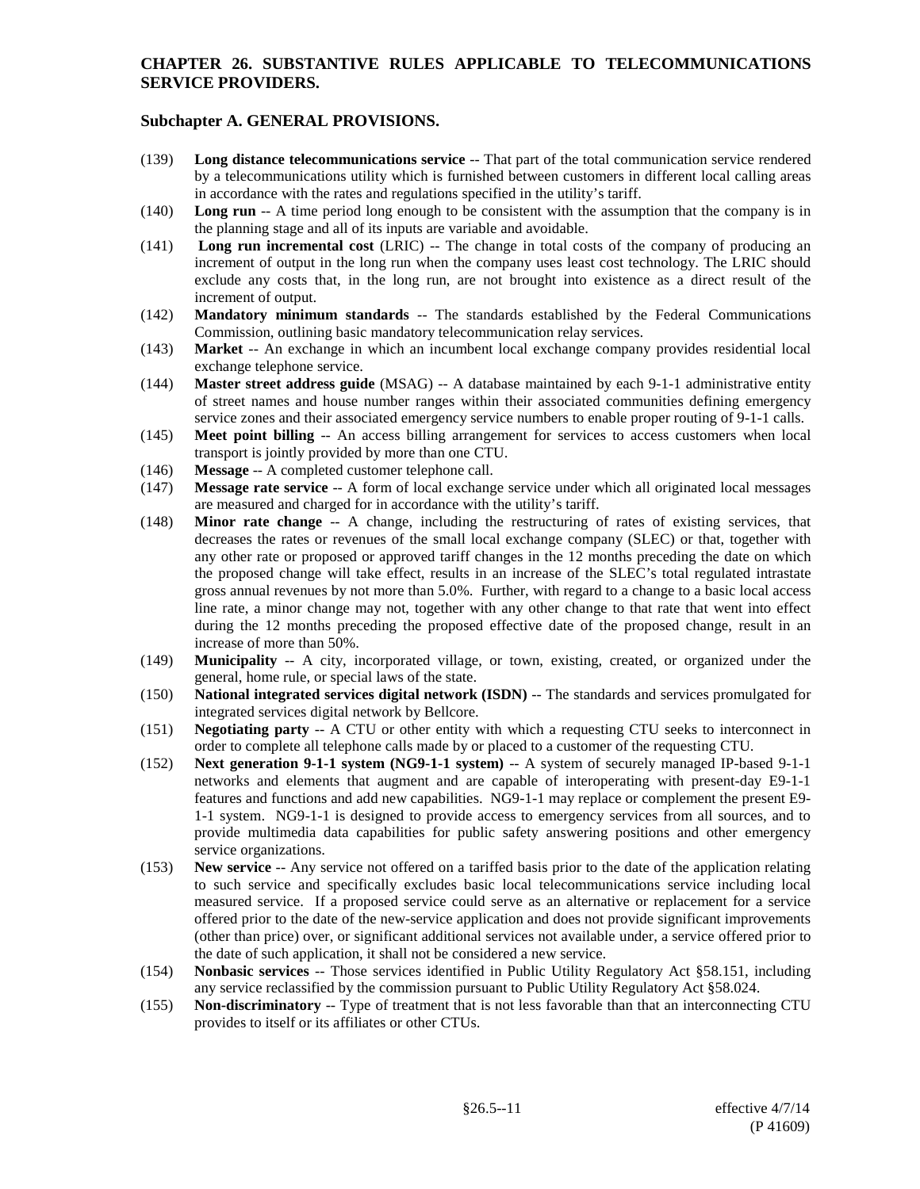**CHAPTER 26. SUBSTANTIVE RULES APPLICABLE TO TELECOMMUNICATIONS SERVICE PROVIDERS.**

**Subchapter A. GENERAL PROVISIONS.**

(139) **Long distance telecommunications service** -- That part of the total communication service rendered by a telecommunications utility which is furnished between customers in different local calling areas in accordance with the rates and regulations specified in the utility's tariff.

(140) **Long run** -- A time period long enough to be consistent with the assumption that the company is in the planning stage and all of its inputs are variable and avoidable.

(141) **Long run incremental cost** (LRIC) -- The change in total costs of the company of producing an increment of output in the long run when the company uses least cost technology. The LRIC should exclude any costs that, in the long run, are not brought into existence as a direct result of the increment of output.

(142) **Mandatory minimum standards** -- The standards established by the Federal Communications Commission, outlining basic mandatory telecommunication relay services.

(143) **Market** -- An exchange in which an incumbent local exchange company provides residential local exchange telephone service.

(144) **Master street address guide** (MSAG) -- A database maintained by each 9-1-1 administrative entity of street names and house number ranges within their associated communities defining emergency service zones and their associated emergency service numbers to enable proper routing of 9-1-1 calls.

(145) **Meet point billing** -- An access billing arrangement for services to access customers when local transport is jointly provided by more than one CTU.

(146) **Message** -- A completed customer telephone call.

(147) **Message rate service** -- A form of local exchange service under which all originated local messages are measured and charged for in accordance with the utility's tariff.

(148) **Minor rate change** -- A change, including the restructuring of rates of existing services, that decreases the rates or revenues of the small local exchange company (SLEC) or that, together with any other rate or proposed or approved tariff changes in the 12 months preceding the date on which the proposed change will take effect, results in an increase of the SLEC's total regulated intrastate gross annual revenues by not more than 5.0%. Further, with regard to a change to a basic local access line rate, a minor change may not, together with any other change to that rate that went into effect during the 12 months preceding the proposed effective date of the proposed change, result in an increase of more than 50%.

(149) **Municipality** -- A city, incorporated village, or town, existing, created, or organized under the general, home rule, or special laws of the state.

(150) **National integrated services digital network (ISDN)** -- The standards and services promulgated for integrated services digital network by Bellcore.

(151) **Negotiating party** -- A CTU or other entity with which a requesting CTU seeks to interconnect in order to complete all telephone calls made by or placed to a customer of the requesting CTU.

(152) **Next generation 9-1-1 system (NG9-1-1 system)** -- A system of securely managed IP-based 9-1-1 networks and elements that augment and are capable of interoperating with present-day E9-1-1 features and functions and add new capabilities. NG9-1-1 may replace or complement the present E9-1-1 system. NG9-1-1 is designed to provide access to emergency services from all sources, and to provide multimedia data capabilities for public safety answering positions and other emergency service organizations.

(153) **New service** -- Any service not offered on a tariffed basis prior to the date of the application relating to such service and specifically excludes basic local telecommunications service including local measured service. If a proposed service could serve as an alternative or replacement for a service offered prior to the date of the new-service application and does not provide significant improvements (other than price) over, or significant additional services not available under, a service offered prior to the date of such application, it shall not be considered a new service.

(154) **Nonbasic services** -- Those services identified in Public Utility Regulatory Act §58.151, including any service reclassified by the commission pursuant to Public Utility Regulatory Act §58.024.

(155) **Non-discriminatory** -- Type of treatment that is not less favorable than that an interconnecting CTU provides to itself or its affiliates or other CTUs.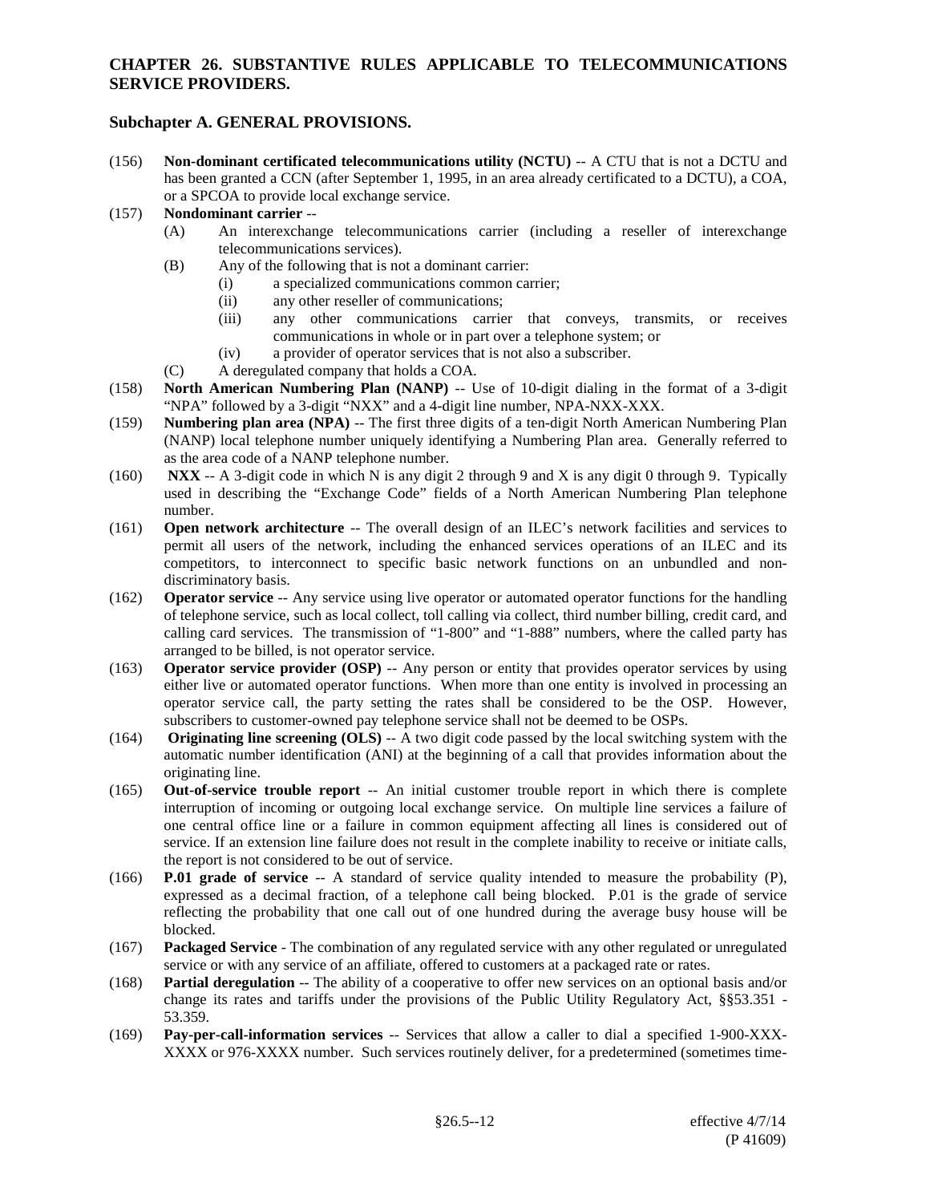**CHAPTER 26. SUBSTANTIVE RULES APPLICABLE TO TELECOMMUNICATIONS SERVICE PROVIDERS.**

**Subchapter A. GENERAL PROVISIONS.**

(156) **Non-dominant certificated telecommunications utility (NCTU)** -- A CTU that is not a DCTU and has been granted a CCN (after September 1, 1995, in an area already certificated to a DCTU), a COA, or a SPCOA to provide local exchange service.

(157) **Nondominant carrier** --

- (A) An interexchange telecommunications carrier (including a reseller of interexchange telecommunications services).
- (B) Any of the following that is not a dominant carrier:
  - (i) a specialized communications common carrier;
  - (ii) any other reseller of communications;
  - (iii) any other communications carrier that conveys, transmits, or receives communications in whole or in part over a telephone system; or
  - (iv) a provider of operator services that is not also a subscriber.
- (C) A deregulated company that holds a COA.

(158) **North American Numbering Plan (NANP)** -- Use of 10-digit dialing in the format of a 3-digit "NPA" followed by a 3-digit "NXX" and a 4-digit line number, NPA-NXX-XXX.

(159) **Numbering plan area (NPA)** -- The first three digits of a ten-digit North American Numbering Plan (NANP) local telephone number uniquely identifying a Numbering Plan area. Generally referred to as the area code of a NANP telephone number.

(160) **NXX** -- A 3-digit code in which N is any digit 2 through 9 and X is any digit 0 through 9. Typically used in describing the "Exchange Code" fields of a North American Numbering Plan telephone number.

(161) **Open network architecture** -- The overall design of an ILEC's network facilities and services to permit all users of the network, including the enhanced services operations of an ILEC and its competitors, to interconnect to specific basic network functions on an unbundled and non-discriminatory basis.

(162) **Operator service** -- Any service using live operator or automated operator functions for the handling of telephone service, such as local collect, toll calling via collect, third number billing, credit card, and calling card services. The transmission of "1-800" and "1-888" numbers, where the called party has arranged to be billed, is not operator service.

(163) **Operator service provider (OSP)** -- Any person or entity that provides operator services by using either live or automated operator functions. When more than one entity is involved in processing an operator service call, the party setting the rates shall be considered to be the OSP. However, subscribers to customer-owned pay telephone service shall not be deemed to be OSPs.

(164) **Originating line screening (OLS)** -- A two digit code passed by the local switching system with the automatic number identification (ANI) at the beginning of a call that provides information about the originating line.

(165) **Out-of-service trouble report** -- An initial customer trouble report in which there is complete interruption of incoming or outgoing local exchange service. On multiple line services a failure of one central office line or a failure in common equipment affecting all lines is considered out of service. If an extension line failure does not result in the complete inability to receive or initiate calls, the report is not considered to be out of service.

(166) **P.01 grade of service** -- A standard of service quality intended to measure the probability (P), expressed as a decimal fraction, of a telephone call being blocked. P.01 is the grade of service reflecting the probability that one call out of one hundred during the average busy house will be blocked.

(167) **Packaged Service** - The combination of any regulated service with any other regulated or unregulated service or with any service of an affiliate, offered to customers at a packaged rate or rates.

(168) **Partial deregulation** -- The ability of a cooperative to offer new services on an optional basis and/or change its rates and tariffs under the provisions of the Public Utility Regulatory Act, §§53.351 - 53.359.

(169) **Pay-per-call-information services** -- Services that allow a caller to dial a specified 1-900-XXX-XXXX or 976-XXXX number. Such services routinely deliver, for a predetermined (sometimes time-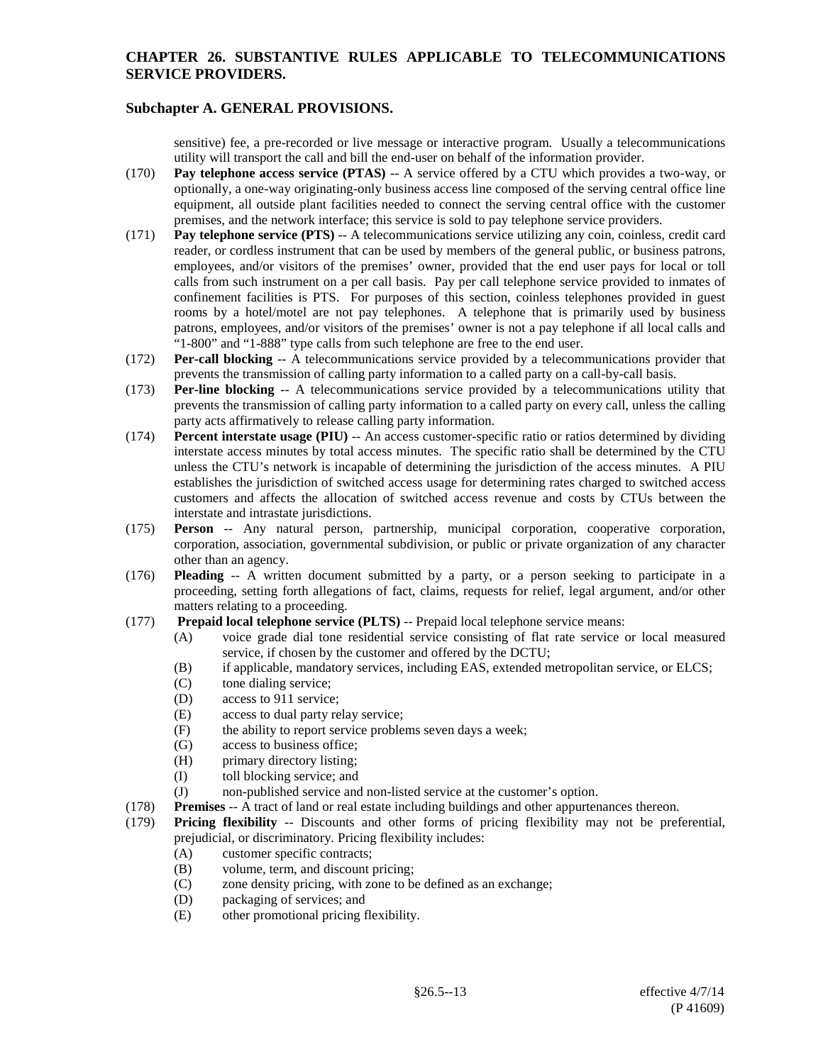sensitive) fee, a pre-recorded or live message or interactive program. Usually a telecommunications utility will transport the call and bill the end-user on behalf of the information provider.

(170) **Pay telephone access service (PTAS)** -- A service offered by a CTU which provides a two-way, or optionally, a one-way originating-only business access line composed of the serving central office line equipment, all outside plant facilities needed to connect the serving central office with the customer premises, and the network interface; this service is sold to pay telephone service providers.

(171) **Pay telephone service (PTS)** -- A telecommunications service utilizing any coin, coinless, credit card reader, or cordless instrument that can be used by members of the general public, or business patrons, employees, and/or visitors of the premises' owner, provided that the end user pays for local or toll calls from such instrument on a per call basis. Pay per call telephone service provided to inmates of confinement facilities is PTS. For purposes of this section, coinless telephones provided in guest rooms by a hotel/motel are not pay telephones. A telephone that is primarily used by business patrons, employees, and/or visitors of the premises' owner is not a pay telephone if all local calls and "1-800" and "1-888" type calls from such telephone are free to the end user.

(172) **Per-call blocking** -- A telecommunications service provided by a telecommunications provider that prevents the transmission of calling party information to a called party on a call-by-call basis.

(173) **Per-line blocking** -- A telecommunications service provided by a telecommunications utility that prevents the transmission of calling party information to a called party on every call, unless the calling party acts affirmatively to release calling party information.

(174) **Percent interstate usage (PIU)** -- An access customer-specific ratio or ratios determined by dividing interstate access minutes by total access minutes. The specific ratio shall be determined by the CTU unless the CTU's network is incapable of determining the jurisdiction of the access minutes. A PIU establishes the jurisdiction of switched access usage for determining rates charged to switched access customers and affects the allocation of switched access revenue and costs by CTUs between the interstate and intrastate jurisdictions.

(175) **Person** -- Any natural person, partnership, municipal corporation, cooperative corporation, corporation, association, governmental subdivision, or public or private organization of any character other than an agency.

(176) **Pleading** -- A written document submitted by a party, or a person seeking to participate in a proceeding, setting forth allegations of fact, claims, requests for relief, legal argument, and/or other matters relating to a proceeding.

(177) **Prepaid local telephone service (PLTS)** -- Prepaid local telephone service means:
- (A) voice grade dial tone residential service consisting of flat rate service or local measured service, if chosen by the customer and offered by the DCTU;
- (B) if applicable, mandatory services, including EAS, extended metropolitan service, or ELCS;
- (C) tone dialing service;
- (D) access to 911 service;
- (E) access to dual party relay service;
- (F) the ability to report service problems seven days a week;
- (G) access to business office;
- (H) primary directory listing;
- (I) toll blocking service; and
- (J) non-published service and non-listed service at the customer's option.

(178) **Premises** -- A tract of land or real estate including buildings and other appurtenances thereon.

(179) **Pricing flexibility** -- Discounts and other forms of pricing flexibility may not be preferential, prejudicial, or discriminatory. Pricing flexibility includes:
- (A) customer specific contracts;
- (B) volume, term, and discount pricing;
- (C) zone density pricing, with zone to be defined as an exchange;
- (D) packaging of services; and
- (E) other promotional pricing flexibility.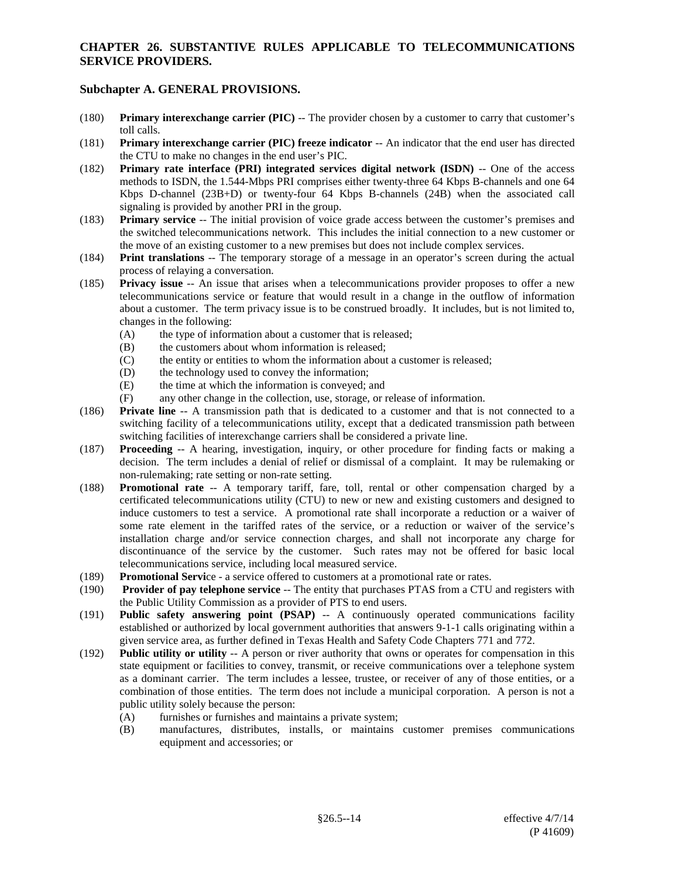## CHAPTER 26. SUBSTANTIVE RULES APPLICABLE TO TELECOMMUNICATIONS SERVICE PROVIDERS.

### Subchapter A. GENERAL PROVISIONS.

(180) **Primary interexchange carrier (PIC)** -- The provider chosen by a customer to carry that customer's toll calls.

(181) **Primary interexchange carrier (PIC) freeze indicator** -- An indicator that the end user has directed the CTU to make no changes in the end user's PIC.

(182) **Primary rate interface (PRI) integrated services digital network (ISDN)** -- One of the access methods to ISDN, the 1.544-Mbps PRI comprises either twenty-three 64 Kbps B-channels and one 64 Kbps D-channel (23B+D) or twenty-four 64 Kbps B-channels (24B) when the associated call signaling is provided by another PRI in the group.

(183) **Primary service** -- The initial provision of voice grade access between the customer's premises and the switched telecommunications network. This includes the initial connection to a new customer or the move of an existing customer to a new premises but does not include complex services.

(184) **Print translations** -- The temporary storage of a message in an operator's screen during the actual process of relaying a conversation.

(185) **Privacy issue** -- An issue that arises when a telecommunications provider proposes to offer a new telecommunications service or feature that would result in a change in the outflow of information about a customer. The term privacy issue is to be construed broadly. It includes, but is not limited to, changes in the following:

- (A) the type of information about a customer that is released;
- (B) the customers about whom information is released;
- (C) the entity or entities to whom the information about a customer is released;
- (D) the technology used to convey the information;
- (E) the time at which the information is conveyed; and
- (F) any other change in the collection, use, storage, or release of information.

(186) **Private line** -- A transmission path that is dedicated to a customer and that is not connected to a switching facility of a telecommunications utility, except that a dedicated transmission path between switching facilities of interexchange carriers shall be considered a private line.

(187) **Proceeding** -- A hearing, investigation, inquiry, or other procedure for finding facts or making a decision. The term includes a denial of relief or dismissal of a complaint. It may be rulemaking or non-rulemaking; rate setting or non-rate setting.

(188) **Promotional rate** -- A temporary tariff, fare, toll, rental or other compensation charged by a certificated telecommunications utility (CTU) to new or new and existing customers and designed to induce customers to test a service. A promotional rate shall incorporate a reduction or a waiver of some rate element in the tariffed rates of the service, or a reduction or waiver of the service's installation charge and/or service connection charges, and shall not incorporate any charge for discontinuance of the service by the customer. Such rates may not be offered for basic local telecommunications service, including local measured service.

(189) **Promotional Servic**e - a service offered to customers at a promotional rate or rates.

(190) **Provider of pay telephone service** -- The entity that purchases PTAS from a CTU and registers with the Public Utility Commission as a provider of PTS to end users.

(191) **Public safety answering point (PSAP)** -- A continuously operated communications facility established or authorized by local government authorities that answers 9-1-1 calls originating within a given service area, as further defined in Texas Health and Safety Code Chapters 771 and 772.

(192) **Public utility or utility** -- A person or river authority that owns or operates for compensation in this state equipment or facilities to convey, transmit, or receive communications over a telephone system as a dominant carrier. The term includes a lessee, trustee, or receiver of any of those entities, or a combination of those entities. The term does not include a municipal corporation. A person is not a public utility solely because the person:

- (A) furnishes or furnishes and maintains a private system;
- (B) manufactures, distributes, installs, or maintains customer premises communications equipment and accessories; or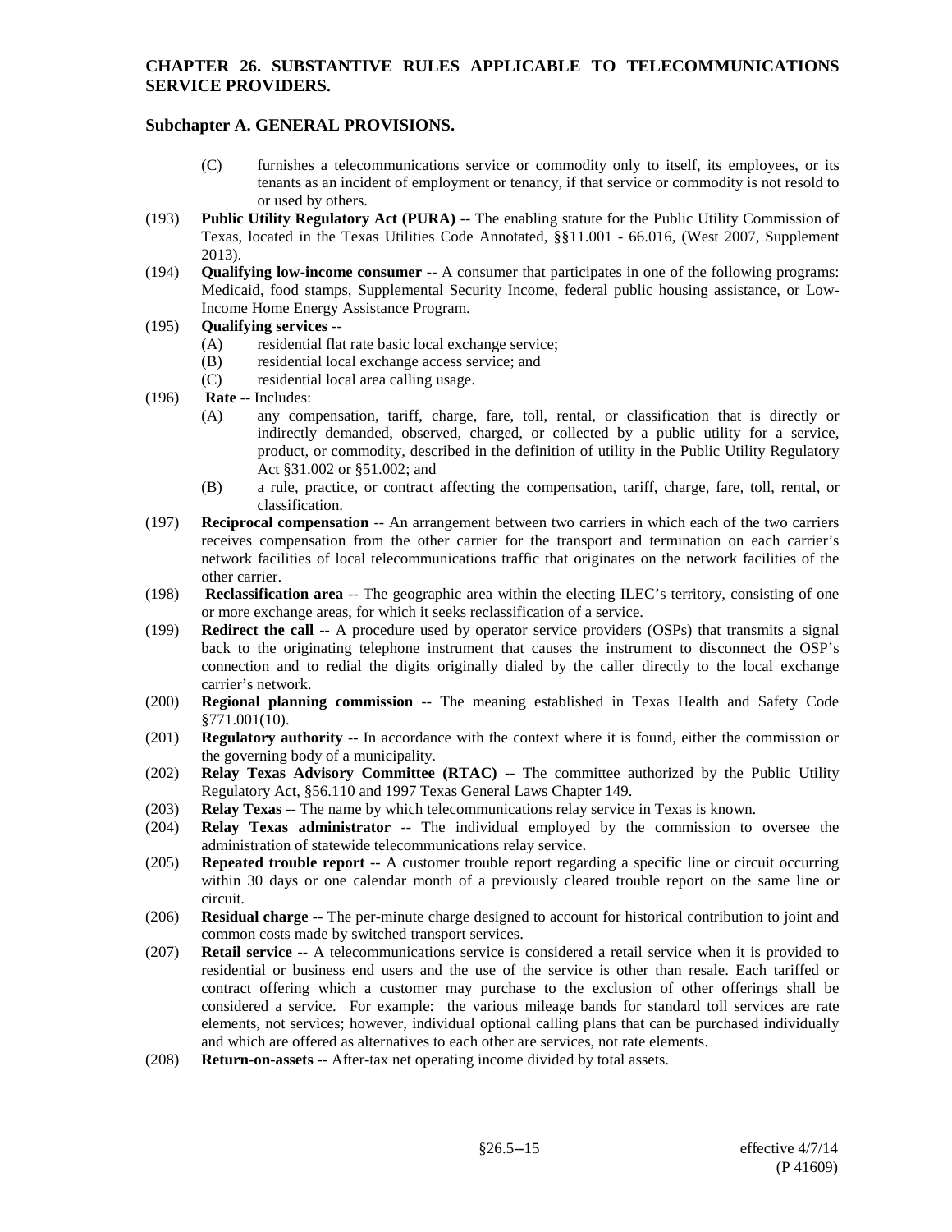(C) furnishes a telecommunications service or commodity only to itself, its employees, or its tenants as an incident of employment or tenancy, if that service or commodity is not resold to or used by others.

(193) **Public Utility Regulatory Act (PURA)** -- The enabling statute for the Public Utility Commission of Texas, located in the Texas Utilities Code Annotated, §§11.001 - 66.016, (West 2007, Supplement 2013).

(194) **Qualifying low-income consumer** -- A consumer that participates in one of the following programs: Medicaid, food stamps, Supplemental Security Income, federal public housing assistance, or Low-Income Home Energy Assistance Program.

(195) **Qualifying services** --
- (A) residential flat rate basic local exchange service;
- (B) residential local exchange access service; and
- (C) residential local area calling usage.

(196) **Rate** -- Includes:
- (A) any compensation, tariff, charge, fare, toll, rental, or classification that is directly or indirectly demanded, observed, charged, or collected by a public utility for a service, product, or commodity, described in the definition of utility in the Public Utility Regulatory Act §31.002 or §51.002; and
- (B) a rule, practice, or contract affecting the compensation, tariff, charge, fare, toll, rental, or classification.

(197) **Reciprocal compensation** -- An arrangement between two carriers in which each of the two carriers receives compensation from the other carrier for the transport and termination on each carrier's network facilities of local telecommunications traffic that originates on the network facilities of the other carrier.

(198) **Reclassification area** -- The geographic area within the electing ILEC's territory, consisting of one or more exchange areas, for which it seeks reclassification of a service.

(199) **Redirect the call** -- A procedure used by operator service providers (OSPs) that transmits a signal back to the originating telephone instrument that causes the instrument to disconnect the OSP's connection and to redial the digits originally dialed by the caller directly to the local exchange carrier's network.

(200) **Regional planning commission** -- The meaning established in Texas Health and Safety Code §771.001(10).

(201) **Regulatory authority** -- In accordance with the context where it is found, either the commission or the governing body of a municipality.

(202) **Relay Texas Advisory Committee (RTAC)** -- The committee authorized by the Public Utility Regulatory Act, §56.110 and 1997 Texas General Laws Chapter 149.

(203) **Relay Texas** -- The name by which telecommunications relay service in Texas is known.

(204) **Relay Texas administrator** -- The individual employed by the commission to oversee the administration of statewide telecommunications relay service.

(205) **Repeated trouble report** -- A customer trouble report regarding a specific line or circuit occurring within 30 days or one calendar month of a previously cleared trouble report on the same line or circuit.

(206) **Residual charge** -- The per-minute charge designed to account for historical contribution to joint and common costs made by switched transport services.

(207) **Retail service** -- A telecommunications service is considered a retail service when it is provided to residential or business end users and the use of the service is other than resale. Each tariffed or contract offering which a customer may purchase to the exclusion of other offerings shall be considered a service. For example: the various mileage bands for standard toll services are rate elements, not services; however, individual optional calling plans that can be purchased individually and which are offered as alternatives to each other are services, not rate elements.

(208) **Return-on-assets** -- After-tax net operating income divided by total assets.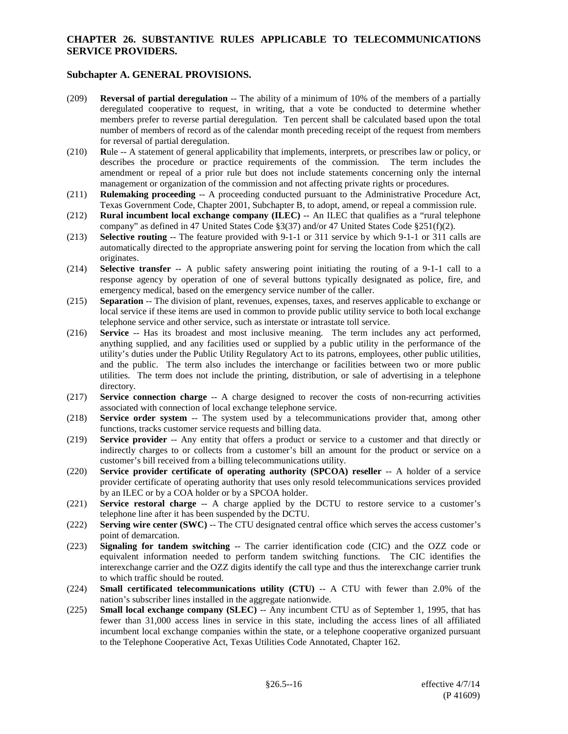**CHAPTER 26. SUBSTANTIVE RULES APPLICABLE TO TELECOMMUNICATIONS SERVICE PROVIDERS.**

**Subchapter A. GENERAL PROVISIONS.**

(209) **Reversal of partial deregulation** -- The ability of a minimum of 10% of the members of a partially deregulated cooperative to request, in writing, that a vote be conducted to determine whether members prefer to reverse partial deregulation. Ten percent shall be calculated based upon the total number of members of record as of the calendar month preceding receipt of the request from members for reversal of partial deregulation.

(210) **R**ule -- A statement of general applicability that implements, interprets, or prescribes law or policy, or describes the procedure or practice requirements of the commission. The term includes the amendment or repeal of a prior rule but does not include statements concerning only the internal management or organization of the commission and not affecting private rights or procedures.

(211) **Rulemaking proceeding** -- A proceeding conducted pursuant to the Administrative Procedure Act, Texas Government Code, Chapter 2001, Subchapter B, to adopt, amend, or repeal a commission rule.

(212) **Rural incumbent local exchange company (ILEC)** -- An ILEC that qualifies as a "rural telephone company" as defined in 47 United States Code §3(37) and/or 47 United States Code §251(f)(2).

(213) **Selective routing** -- The feature provided with 9-1-1 or 311 service by which 9-1-1 or 311 calls are automatically directed to the appropriate answering point for serving the location from which the call originates.

(214) **Selective transfer** -- A public safety answering point initiating the routing of a 9-1-1 call to a response agency by operation of one of several buttons typically designated as police, fire, and emergency medical, based on the emergency service number of the caller.

(215) **Separation** -- The division of plant, revenues, expenses, taxes, and reserves applicable to exchange or local service if these items are used in common to provide public utility service to both local exchange telephone service and other service, such as interstate or intrastate toll service.

(216) **Service** -- Has its broadest and most inclusive meaning. The term includes any act performed, anything supplied, and any facilities used or supplied by a public utility in the performance of the utility's duties under the Public Utility Regulatory Act to its patrons, employees, other public utilities, and the public. The term also includes the interchange or facilities between two or more public utilities. The term does not include the printing, distribution, or sale of advertising in a telephone directory.

(217) **Service connection charge** -- A charge designed to recover the costs of non-recurring activities associated with connection of local exchange telephone service.

(218) **Service order system** -- The system used by a telecommunications provider that, among other functions, tracks customer service requests and billing data.

(219) **Service provider** -- Any entity that offers a product or service to a customer and that directly or indirectly charges to or collects from a customer's bill an amount for the product or service on a customer's bill received from a billing telecommunications utility.

(220) **Service provider certificate of operating authority (SPCOA) reseller** -- A holder of a service provider certificate of operating authority that uses only resold telecommunications services provided by an ILEC or by a COA holder or by a SPCOA holder.

(221) **Service restoral charge** -- A charge applied by the DCTU to restore service to a customer's telephone line after it has been suspended by the DCTU.

(222) **Serving wire center (SWC)** -- The CTU designated central office which serves the access customer's point of demarcation.

(223) **Signaling for tandem switching** -- The carrier identification code (CIC) and the OZZ code or equivalent information needed to perform tandem switching functions. The CIC identifies the interexchange carrier and the OZZ digits identify the call type and thus the interexchange carrier trunk to which traffic should be routed.

(224) **Small certificated telecommunications utility (CTU)** -- A CTU with fewer than 2.0% of the nation's subscriber lines installed in the aggregate nationwide.

(225) **Small local exchange company (SLEC)** -- Any incumbent CTU as of September 1, 1995, that has fewer than 31,000 access lines in service in this state, including the access lines of all affiliated incumbent local exchange companies within the state, or a telephone cooperative organized pursuant to the Telephone Cooperative Act, Texas Utilities Code Annotated, Chapter 162.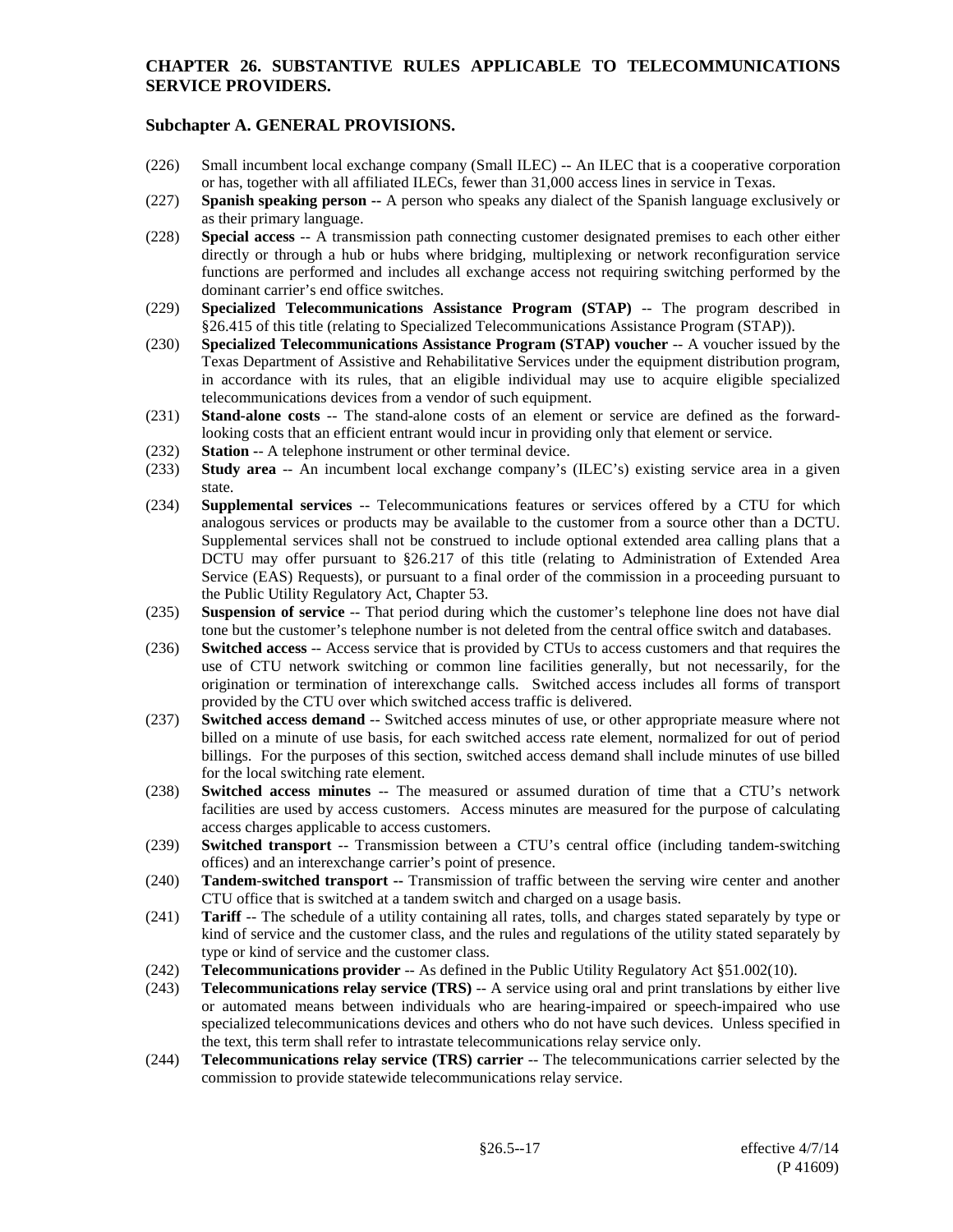## CHAPTER 26. SUBSTANTIVE RULES APPLICABLE TO TELECOMMUNICATIONS SERVICE PROVIDERS.

### Subchapter A. GENERAL PROVISIONS.

(226) Small incumbent local exchange company (Small ILEC) -- An ILEC that is a cooperative corporation or has, together with all affiliated ILECs, fewer than 31,000 access lines in service in Texas.

(227) **Spanish speaking person --** A person who speaks any dialect of the Spanish language exclusively or as their primary language.

(228) **Special access** -- A transmission path connecting customer designated premises to each other either directly or through a hub or hubs where bridging, multiplexing or network reconfiguration service functions are performed and includes all exchange access not requiring switching performed by the dominant carrier's end office switches.

(229) **Specialized Telecommunications Assistance Program (STAP)** -- The program described in §26.415 of this title (relating to Specialized Telecommunications Assistance Program (STAP)).

(230) **Specialized Telecommunications Assistance Program (STAP) voucher** -- A voucher issued by the Texas Department of Assistive and Rehabilitative Services under the equipment distribution program, in accordance with its rules, that an eligible individual may use to acquire eligible specialized telecommunications devices from a vendor of such equipment.

(231) **Stand-alone costs** -- The stand-alone costs of an element or service are defined as the forward-looking costs that an efficient entrant would incur in providing only that element or service.

(232) **Station** -- A telephone instrument or other terminal device.

(233) **Study area** -- An incumbent local exchange company's (ILEC's) existing service area in a given state.

(234) **Supplemental services** -- Telecommunications features or services offered by a CTU for which analogous services or products may be available to the customer from a source other than a DCTU. Supplemental services shall not be construed to include optional extended area calling plans that a DCTU may offer pursuant to §26.217 of this title (relating to Administration of Extended Area Service (EAS) Requests), or pursuant to a final order of the commission in a proceeding pursuant to the Public Utility Regulatory Act, Chapter 53.

(235) **Suspension of service** -- That period during which the customer's telephone line does not have dial tone but the customer's telephone number is not deleted from the central office switch and databases.

(236) **Switched access** -- Access service that is provided by CTUs to access customers and that requires the use of CTU network switching or common line facilities generally, but not necessarily, for the origination or termination of interexchange calls. Switched access includes all forms of transport provided by the CTU over which switched access traffic is delivered.

(237) **Switched access demand** -- Switched access minutes of use, or other appropriate measure where not billed on a minute of use basis, for each switched access rate element, normalized for out of period billings. For the purposes of this section, switched access demand shall include minutes of use billed for the local switching rate element.

(238) **Switched access minutes** -- The measured or assumed duration of time that a CTU's network facilities are used by access customers. Access minutes are measured for the purpose of calculating access charges applicable to access customers.

(239) **Switched transport** -- Transmission between a CTU's central office (including tandem-switching offices) and an interexchange carrier's point of presence.

(240) **Tandem-switched transport --** Transmission of traffic between the serving wire center and another CTU office that is switched at a tandem switch and charged on a usage basis.

(241) **Tariff** -- The schedule of a utility containing all rates, tolls, and charges stated separately by type or kind of service and the customer class, and the rules and regulations of the utility stated separately by type or kind of service and the customer class.

(242) **Telecommunications provider** -- As defined in the Public Utility Regulatory Act §51.002(10).

(243) **Telecommunications relay service (TRS)** -- A service using oral and print translations by either live or automated means between individuals who are hearing-impaired or speech-impaired who use specialized telecommunications devices and others who do not have such devices. Unless specified in the text, this term shall refer to intrastate telecommunications relay service only.

(244) **Telecommunications relay service (TRS) carrier** -- The telecommunications carrier selected by the commission to provide statewide telecommunications relay service.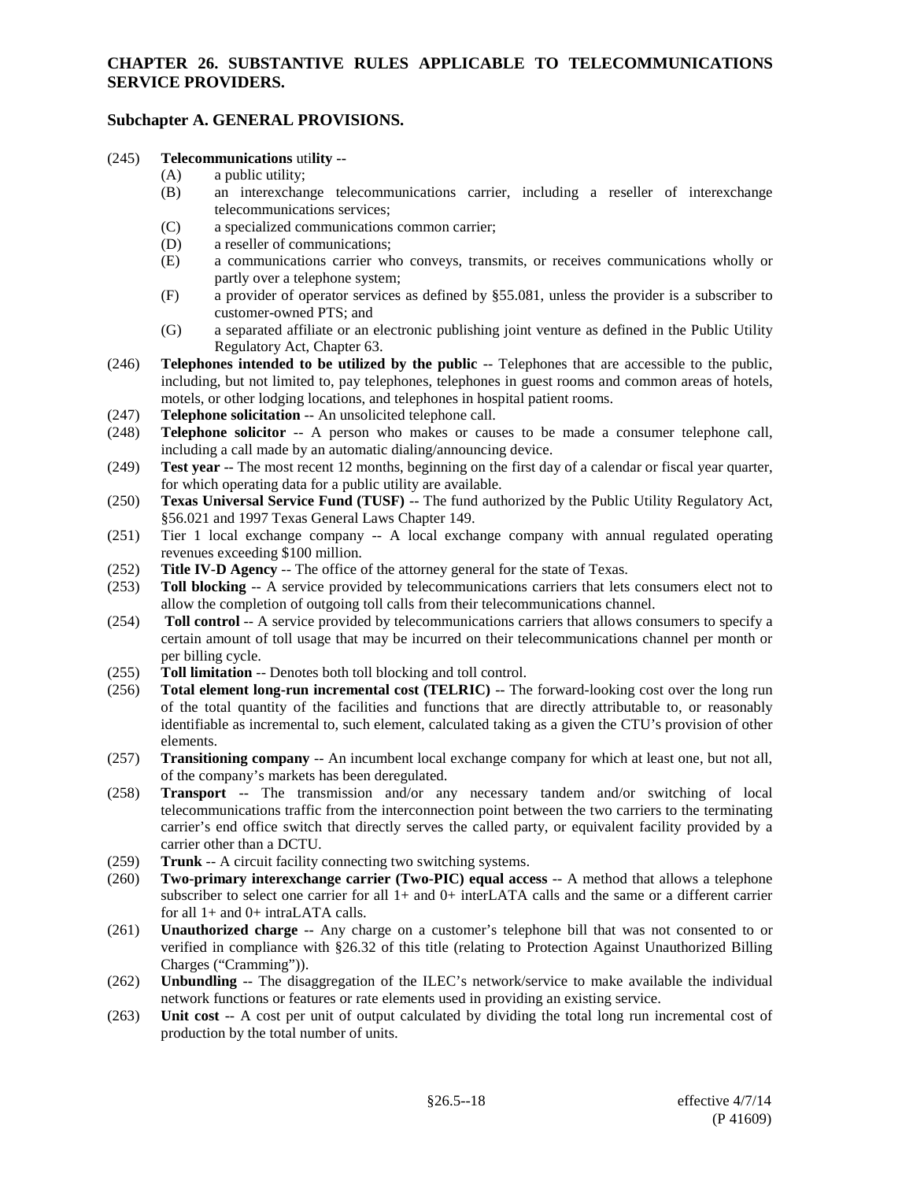**CHAPTER 26. SUBSTANTIVE RULES APPLICABLE TO TELECOMMUNICATIONS SERVICE PROVIDERS.**

**Subchapter A. GENERAL PROVISIONS.**

(245) **Telecommunications** uti**lity --**
 (A) a public utility;
 (B) an interexchange telecommunications carrier, including a reseller of interexchange telecommunications services;
 (C) a specialized communications common carrier;
 (D) a reseller of communications;
 (E) a communications carrier who conveys, transmits, or receives communications wholly or partly over a telephone system;
 (F) a provider of operator services as defined by §55.081, unless the provider is a subscriber to customer-owned PTS; and
 (G) a separated affiliate or an electronic publishing joint venture as defined in the Public Utility Regulatory Act, Chapter 63.

(246) **Telephones intended to be utilized by the public** -- Telephones that are accessible to the public, including, but not limited to, pay telephones, telephones in guest rooms and common areas of hotels, motels, or other lodging locations, and telephones in hospital patient rooms.

(247) **Telephone solicitation** -- An unsolicited telephone call.

(248) **Telephone solicitor** -- A person who makes or causes to be made a consumer telephone call, including a call made by an automatic dialing/announcing device.

(249) **Test year** -- The most recent 12 months, beginning on the first day of a calendar or fiscal year quarter, for which operating data for a public utility are available.

(250) **Texas Universal Service Fund (TUSF)** -- The fund authorized by the Public Utility Regulatory Act, §56.021 and 1997 Texas General Laws Chapter 149.

(251) Tier 1 local exchange company -- A local exchange company with annual regulated operating revenues exceeding $100 million.

(252) **Title IV-D Agency** -- The office of the attorney general for the state of Texas.

(253) **Toll blocking** -- A service provided by telecommunications carriers that lets consumers elect not to allow the completion of outgoing toll calls from their telecommunications channel.

(254) **Toll control** -- A service provided by telecommunications carriers that allows consumers to specify a certain amount of toll usage that may be incurred on their telecommunications channel per month or per billing cycle.

(255) **Toll limitation** -- Denotes both toll blocking and toll control.

(256) **Total element long-run incremental cost (TELRIC)** -- The forward-looking cost over the long run of the total quantity of the facilities and functions that are directly attributable to, or reasonably identifiable as incremental to, such element, calculated taking as a given the CTU's provision of other elements.

(257) **Transitioning company** -- An incumbent local exchange company for which at least one, but not all, of the company's markets has been deregulated.

(258) **Transport** -- The transmission and/or any necessary tandem and/or switching of local telecommunications traffic from the interconnection point between the two carriers to the terminating carrier's end office switch that directly serves the called party, or equivalent facility provided by a carrier other than a DCTU.

(259) **Trunk** -- A circuit facility connecting two switching systems.

(260) **Two-primary interexchange carrier (Two-PIC) equal access** -- A method that allows a telephone subscriber to select one carrier for all 1+ and 0+ interLATA calls and the same or a different carrier for all 1+ and 0+ intraLATA calls.

(261) **Unauthorized charge** -- Any charge on a customer's telephone bill that was not consented to or verified in compliance with §26.32 of this title (relating to Protection Against Unauthorized Billing Charges ("Cramming")).

(262) **Unbundling** -- The disaggregation of the ILEC's network/service to make available the individual network functions or features or rate elements used in providing an existing service.

(263) **Unit cost** -- A cost per unit of output calculated by dividing the total long run incremental cost of production by the total number of units.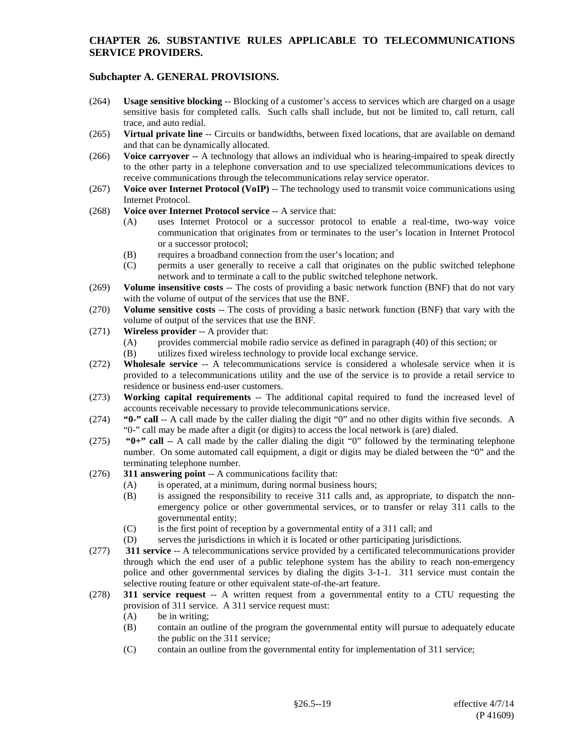**CHAPTER 26. SUBSTANTIVE RULES APPLICABLE TO TELECOMMUNICATIONS SERVICE PROVIDERS.**

**Subchapter A. GENERAL PROVISIONS.**

(264) **Usage sensitive blocking** -- Blocking of a customer's access to services which are charged on a usage sensitive basis for completed calls. Such calls shall include, but not be limited to, call return, call trace, and auto redial.

(265) **Virtual private line** -- Circuits or bandwidths, between fixed locations, that are available on demand and that can be dynamically allocated.

(266) **Voice carryover** -- A technology that allows an individual who is hearing-impaired to speak directly to the other party in a telephone conversation and to use specialized telecommunications devices to receive communications through the telecommunications relay service operator.

(267) **Voice over Internet Protocol (VoIP)** -- The technology used to transmit voice communications using Internet Protocol.

(268) **Voice over Internet Protocol service** -- A service that:

- (A) uses Internet Protocol or a successor protocol to enable a real-time, two-way voice communication that originates from or terminates to the user's location in Internet Protocol or a successor protocol;
- (B) requires a broadband connection from the user's location; and
- (C) permits a user generally to receive a call that originates on the public switched telephone network and to terminate a call to the public switched telephone network.

(269) **Volume insensitive costs** -- The costs of providing a basic network function (BNF) that do not vary with the volume of output of the services that use the BNF.

(270) **Volume sensitive costs** -- The costs of providing a basic network function (BNF) that vary with the volume of output of the services that use the BNF.

(271) **Wireless provider** -- A provider that:

- (A) provides commercial mobile radio service as defined in paragraph (40) of this section; or
- (B) utilizes fixed wireless technology to provide local exchange service.

(272) **Wholesale service** -- A telecommunications service is considered a wholesale service when it is provided to a telecommunications utility and the use of the service is to provide a retail service to residence or business end-user customers.

(273) **Working capital requirements** -- The additional capital required to fund the increased level of accounts receivable necessary to provide telecommunications service.

(274) **"0-" call** -- A call made by the caller dialing the digit "0" and no other digits within five seconds. A "0-" call may be made after a digit (or digits) to access the local network is (are) dialed.

(275) **"0+" call** -- A call made by the caller dialing the digit "0" followed by the terminating telephone number. On some automated call equipment, a digit or digits may be dialed between the "0" and the terminating telephone number.

(276) **311 answering point** -- A communications facility that:

- (A) is operated, at a minimum, during normal business hours;
- (B) is assigned the responsibility to receive 311 calls and, as appropriate, to dispatch the non-emergency police or other governmental services, or to transfer or relay 311 calls to the governmental entity;
- (C) is the first point of reception by a governmental entity of a 311 call; and
- (D) serves the jurisdictions in which it is located or other participating jurisdictions.

(277) **311 service** -- A telecommunications service provided by a certificated telecommunications provider through which the end user of a public telephone system has the ability to reach non-emergency police and other governmental services by dialing the digits 3-1-1. 311 service must contain the selective routing feature or other equivalent state-of-the-art feature.

(278) **311 service request** -- A written request from a governmental entity to a CTU requesting the provision of 311 service. A 311 service request must:

- (A) be in writing;
- (B) contain an outline of the program the governmental entity will pursue to adequately educate the public on the 311 service;
- (C) contain an outline from the governmental entity for implementation of 311 service;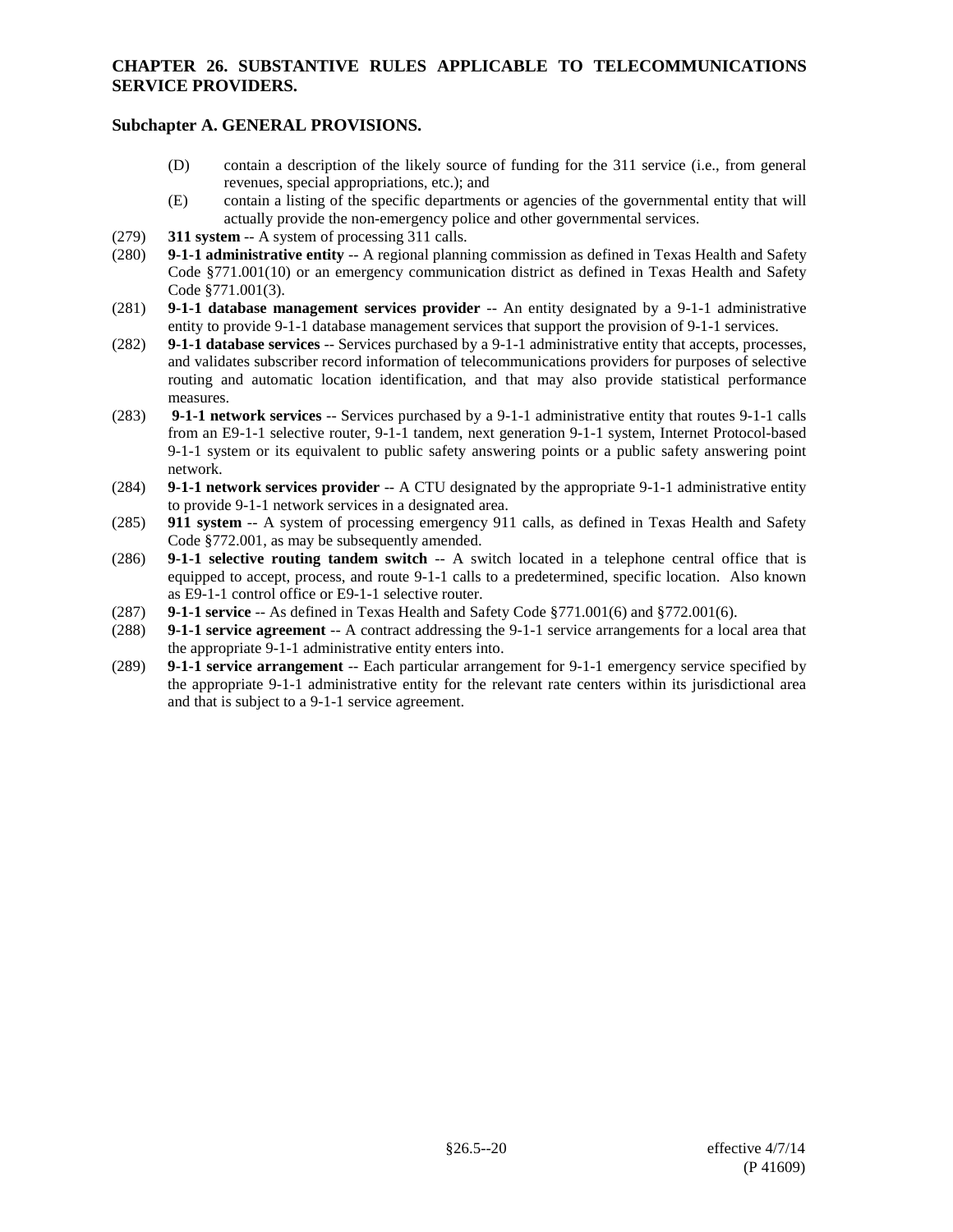## CHAPTER 26. SUBSTANTIVE RULES APPLICABLE TO TELECOMMUNICATIONS SERVICE PROVIDERS.

### Subchapter A. GENERAL PROVISIONS.

(D) contain a description of the likely source of funding for the 311 service (i.e., from general revenues, special appropriations, etc.); and

(E) contain a listing of the specific departments or agencies of the governmental entity that will actually provide the non-emergency police and other governmental services.

(279) **311 system** -- A system of processing 311 calls.

(280) **9-1-1 administrative entity** -- A regional planning commission as defined in Texas Health and Safety Code §771.001(10) or an emergency communication district as defined in Texas Health and Safety Code §771.001(3).

(281) **9-1-1 database management services provider** -- An entity designated by a 9-1-1 administrative entity to provide 9-1-1 database management services that support the provision of 9-1-1 services.

(282) **9-1-1 database services** -- Services purchased by a 9-1-1 administrative entity that accepts, processes, and validates subscriber record information of telecommunications providers for purposes of selective routing and automatic location identification, and that may also provide statistical performance measures.

(283) **9-1-1 network services** -- Services purchased by a 9-1-1 administrative entity that routes 9-1-1 calls from an E9-1-1 selective router, 9-1-1 tandem, next generation 9-1-1 system, Internet Protocol-based 9-1-1 system or its equivalent to public safety answering points or a public safety answering point network.

(284) **9-1-1 network services provider** -- A CTU designated by the appropriate 9-1-1 administrative entity to provide 9-1-1 network services in a designated area.

(285) **911 system** -- A system of processing emergency 911 calls, as defined in Texas Health and Safety Code §772.001, as may be subsequently amended.

(286) **9-1-1 selective routing tandem switch** -- A switch located in a telephone central office that is equipped to accept, process, and route 9-1-1 calls to a predetermined, specific location. Also known as E9-1-1 control office or E9-1-1 selective router.

(287) **9-1-1 service** -- As defined in Texas Health and Safety Code §771.001(6) and §772.001(6).

(288) **9-1-1 service agreement** -- A contract addressing the 9-1-1 service arrangements for a local area that the appropriate 9-1-1 administrative entity enters into.

(289) **9-1-1 service arrangement** -- Each particular arrangement for 9-1-1 emergency service specified by the appropriate 9-1-1 administrative entity for the relevant rate centers within its jurisdictional area and that is subject to a 9-1-1 service agreement.